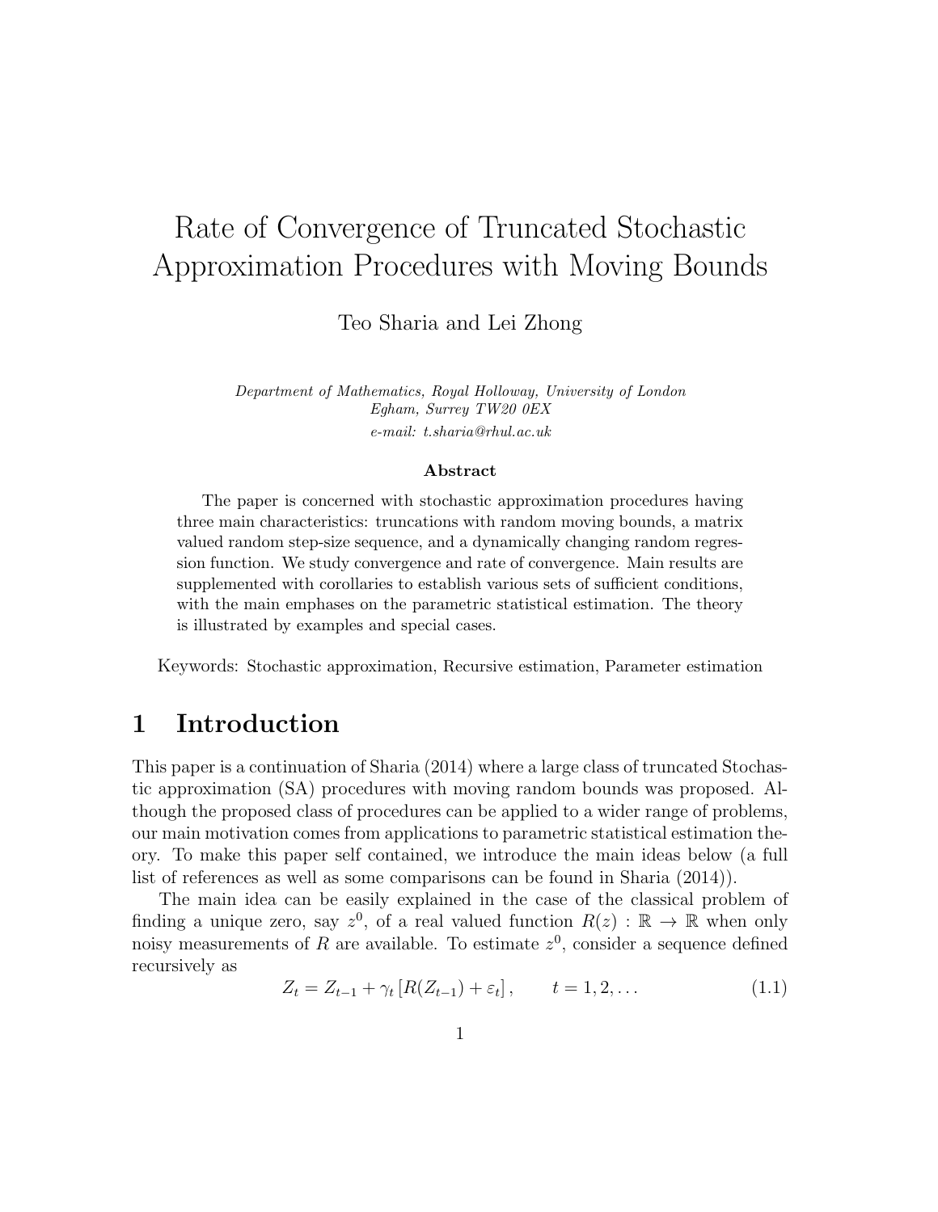# Rate of Convergence of Truncated Stochastic Approximation Procedures with Moving Bounds

Teo Sharia and Lei Zhong

*Department of Mathematics, Royal Holloway, University of London*
*Egham, Surrey TW20 0EX*
*e-mail: t.sharia@rhul.ac.uk*

**Abstract**

The paper is concerned with stochastic approximation procedures having three main characteristics: truncations with random moving bounds, a matrix valued random step-size sequence, and a dynamically changing random regression function. We study convergence and rate of convergence. Main results are supplemented with corollaries to establish various sets of sufficient conditions, with the main emphases on the parametric statistical estimation. The theory is illustrated by examples and special cases.

Keywords: Stochastic approximation, Recursive estimation, Parameter estimation

## 1 Introduction

This paper is a continuation of Sharia (2014) where a large class of truncated Stochastic approximation (SA) procedures with moving random bounds was proposed. Although the proposed class of procedures can be applied to a wider range of problems, our main motivation comes from applications to parametric statistical estimation theory. To make this paper self contained, we introduce the main ideas below (a full list of references as well as some comparisons can be found in Sharia (2014)).

The main idea can be easily explained in the case of the classical problem of finding a unique zero, say $z^0$, of a real valued function $R(z) : \mathbb{R} \to \mathbb{R}$ when only noisy measurements of $R$ are available. To estimate $z^0$, consider a sequence defined recursively as

$$Z_t = Z_{t-1} + \gamma_t \left[ R(Z_{t-1}) + \varepsilon_t \right], \qquad t = 1, 2, \ldots \tag{1.1}$$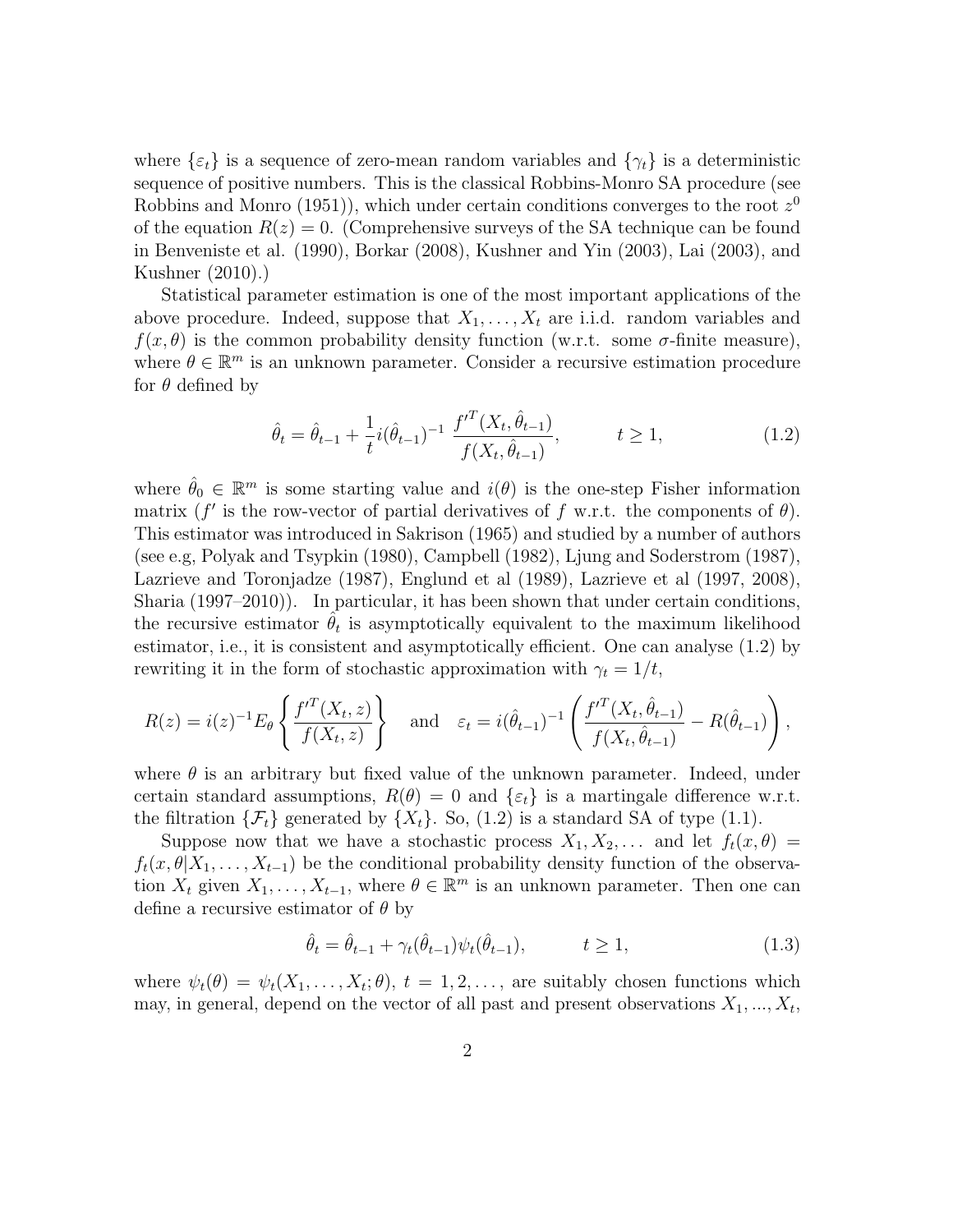where $\{\varepsilon_t\}$ is a sequence of zero-mean random variables and $\{\gamma_t\}$ is a deterministic sequence of positive numbers. This is the classical Robbins-Monro SA procedure (see Robbins and Monro (1951)), which under certain conditions converges to the root $z^0$ of the equation $R(z) = 0$. (Comprehensive surveys of the SA technique can be found in Benveniste et al. (1990), Borkar (2008), Kushner and Yin (2003), Lai (2003), and Kushner (2010).)

Statistical parameter estimation is one of the most important applications of the above procedure. Indeed, suppose that $X_1, \ldots, X_t$ are i.i.d. random variables and $f(x, \theta)$ is the common probability density function (w.r.t. some $\sigma$-finite measure), where $\theta \in \mathbb{R}^m$ is an unknown parameter. Consider a recursive estimation procedure for $\theta$ defined by

$$\hat{\theta}_t = \hat{\theta}_{t-1} + \frac{1}{t} i(\hat{\theta}_{t-1})^{-1} \; \frac{f'^T(X_t, \hat{\theta}_{t-1})}{f(X_t, \hat{\theta}_{t-1})}, \qquad\qquad t \geq 1, \tag{1.2}$$

where $\hat{\theta}_0 \in \mathbb{R}^m$ is some starting value and $i(\theta)$ is the one-step Fisher information matrix ($f'$ is the row-vector of partial derivatives of $f$ w.r.t. the components of $\theta$). This estimator was introduced in Sakrison (1965) and studied by a number of authors (see e.g, Polyak and Tsypkin (1980), Campbell (1982), Ljung and Soderstrom (1987), Lazrieve and Toronjadze (1987), Englund et al (1989), Lazrieve et al (1997, 2008), Sharia (1997–2010)). In particular, it has been shown that under certain conditions, the recursive estimator $\hat{\theta}_t$ is asymptotically equivalent to the maximum likelihood estimator, i.e., it is consistent and asymptotically efficient. One can analyse (1.2) by rewriting it in the form of stochastic approximation with $\gamma_t = 1/t$,

$$R(z) = i(z)^{-1} E_\theta \left\{ \frac{f'^T(X_t, z)}{f(X_t, z)} \right\} \quad \text{and} \quad \varepsilon_t = i(\hat{\theta}_{t-1})^{-1} \left( \frac{f'^T(X_t, \hat{\theta}_{t-1})}{f(X_t, \hat{\theta}_{t-1})} - R(\hat{\theta}_{t-1}) \right),$$

where $\theta$ is an arbitrary but fixed value of the unknown parameter. Indeed, under certain standard assumptions, $R(\theta) = 0$ and $\{\varepsilon_t\}$ is a martingale difference w.r.t. the filtration $\{\mathcal{F}_t\}$ generated by $\{X_t\}$. So, (1.2) is a standard SA of type (1.1).

Suppose now that we have a stochastic process $X_1, X_2, \ldots$ and let $f_t(x, \theta) = f_t(x, \theta | X_1, \ldots, X_{t-1})$ be the conditional probability density function of the observation $X_t$ given $X_1, \ldots, X_{t-1}$, where $\theta \in \mathbb{R}^m$ is an unknown parameter. Then one can define a recursive estimator of $\theta$ by

$$\hat{\theta}_t = \hat{\theta}_{t-1} + \gamma_t(\hat{\theta}_{t-1}) \psi_t(\hat{\theta}_{t-1}), \qquad\qquad t \geq 1, \tag{1.3}$$

where $\psi_t(\theta) = \psi_t(X_1, \ldots, X_t; \theta)$, $t = 1, 2, \ldots$, are suitably chosen functions which may, in general, depend on the vector of all past and present observations $X_1, ..., X_t$,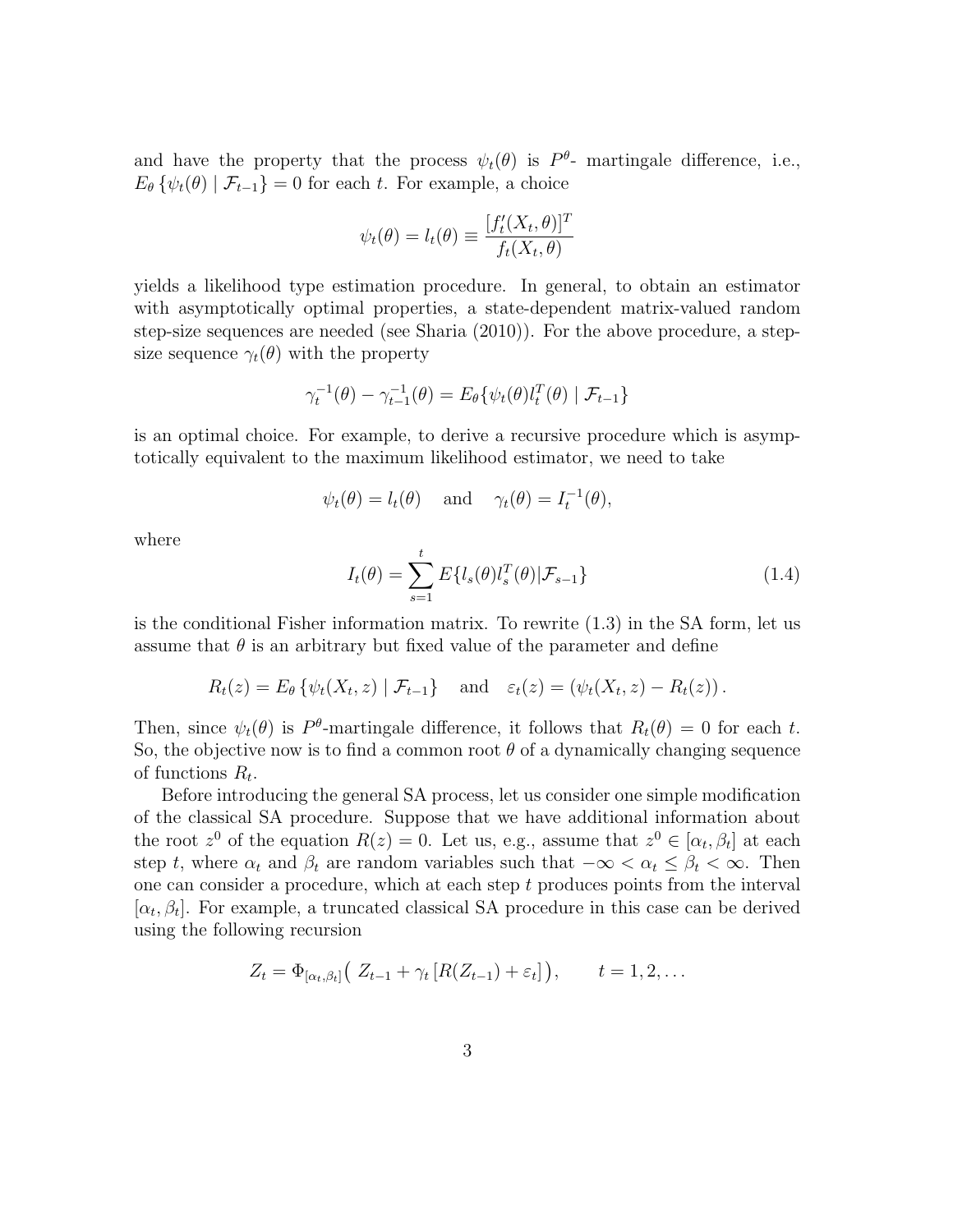and have the property that the process $\psi_t(\theta)$ is $P^\theta$- martingale difference, i.e., $E_\theta\left\{\psi_t(\theta) \mid \mathcal{F}_{t-1}\right\} = 0$ for each $t$. For example, a choice

$$\psi_t(\theta) = l_t(\theta) \equiv \frac{[f_t'(X_t, \theta)]^T}{f_t(X_t, \theta)}$$

yields a likelihood type estimation procedure. In general, to obtain an estimator with asymptotically optimal properties, a state-dependent matrix-valued random step-size sequences are needed (see Sharia (2010)). For the above procedure, a step-size sequence $\gamma_t(\theta)$ with the property

$$\gamma_t^{-1}(\theta) - \gamma_{t-1}^{-1}(\theta) = E_\theta\{\psi_t(\theta) l_t^T(\theta) \mid \mathcal{F}_{t-1}\}$$

is an optimal choice. For example, to derive a recursive procedure which is asymptotically equivalent to the maximum likelihood estimator, we need to take

$$\psi_t(\theta) = l_t(\theta) \quad \text{and} \quad \gamma_t(\theta) = I_t^{-1}(\theta),$$

where

$$I_t(\theta) = \sum_{s=1}^{t} E\{l_s(\theta) l_s^T(\theta) | \mathcal{F}_{s-1}\} \tag{1.4}$$

is the conditional Fisher information matrix. To rewrite (1.3) in the SA form, let us assume that $\theta$ is an arbitrary but fixed value of the parameter and define

$$R_t(z) = E_\theta\left\{\psi_t(X_t, z) \mid \mathcal{F}_{t-1}\right\} \quad \text{and} \quad \varepsilon_t(z) = \left(\psi_t(X_t, z) - R_t(z)\right).$$

Then, since $\psi_t(\theta)$ is $P^\theta$-martingale difference, it follows that $R_t(\theta) = 0$ for each $t$. So, the objective now is to find a common root $\theta$ of a dynamically changing sequence of functions $R_t$.

Before introducing the general SA process, let us consider one simple modification of the classical SA procedure. Suppose that we have additional information about the root $z^0$ of the equation $R(z) = 0$. Let us, e.g., assume that $z^0 \in [\alpha_t, \beta_t]$ at each step $t$, where $\alpha_t$ and $\beta_t$ are random variables such that $-\infty < \alpha_t \leq \beta_t < \infty$. Then one can consider a procedure, which at each step $t$ produces points from the interval $[\alpha_t, \beta_t]$. For example, a truncated classical SA procedure in this case can be derived using the following recursion

$$Z_t = \Phi_{[\alpha_t, \beta_t]}\big(\, Z_{t-1} + \gamma_t \left[R(Z_{t-1}) + \varepsilon_t\right]\big), \qquad t = 1, 2, \ldots$$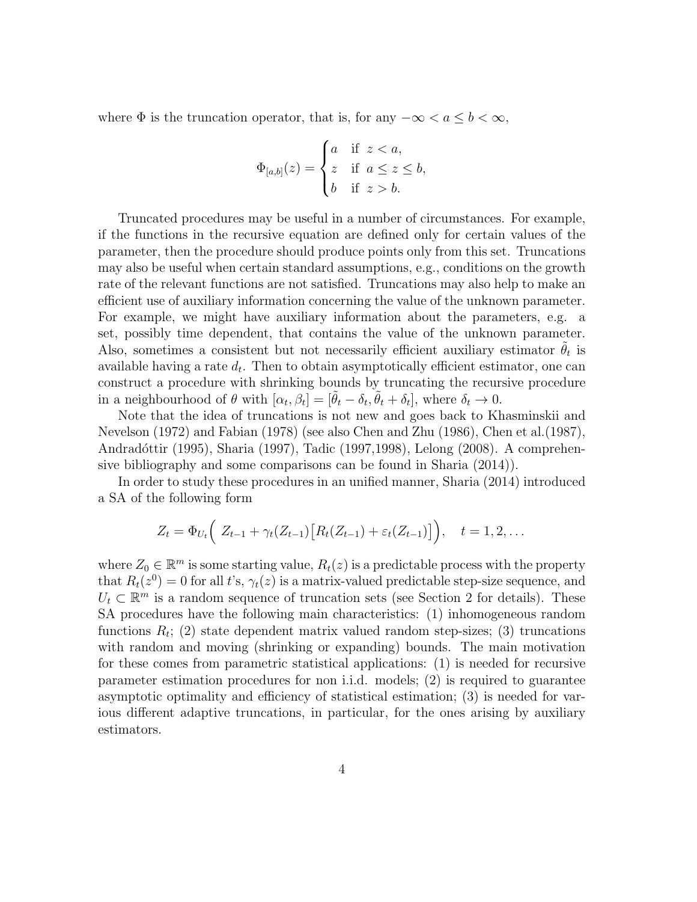where $\Phi$ is the truncation operator, that is, for any $-\infty < a \le b < \infty$,

$$\Phi_{[a,b]}(z) = \begin{cases} a & \text{if } z < a, \\ z & \text{if } a \le z \le b, \\ b & \text{if } z > b. \end{cases}$$

Truncated procedures may be useful in a number of circumstances. For example, if the functions in the recursive equation are defined only for certain values of the parameter, then the procedure should produce points only from this set. Truncations may also be useful when certain standard assumptions, e.g., conditions on the growth rate of the relevant functions are not satisfied. Truncations may also help to make an efficient use of auxiliary information concerning the value of the unknown parameter. For example, we might have auxiliary information about the parameters, e.g. a set, possibly time dependent, that contains the value of the unknown parameter. Also, sometimes a consistent but not necessarily efficient auxiliary estimator $\tilde{\theta}_t$ is available having a rate $d_t$. Then to obtain asymptotically efficient estimator, one can construct a procedure with shrinking bounds by truncating the recursive procedure in a neighbourhood of $\theta$ with $[\alpha_t, \beta_t] = [\tilde{\theta}_t - \delta_t, \tilde{\theta}_t + \delta_t]$, where $\delta_t \to 0$.

Note that the idea of truncations is not new and goes back to Khasminskii and Nevelson (1972) and Fabian (1978) (see also Chen and Zhu (1986), Chen et al.(1987), Andradóttir (1995), Sharia (1997), Tadic (1997,1998), Lelong (2008). A comprehensive bibliography and some comparisons can be found in Sharia (2014)).

In order to study these procedures in an unified manner, Sharia (2014) introduced a SA of the following form

$$Z_t = \Phi_{U_t}\Big( \; Z_{t-1} + \gamma_t(Z_{t-1})\big[R_t(Z_{t-1}) + \varepsilon_t(Z_{t-1})\big]\Big), \quad t = 1, 2, \ldots$$

where $Z_0 \in \mathbb{R}^m$ is some starting value, $R_t(z)$ is a predictable process with the property that $R_t(z^0) = 0$ for all $t$'s, $\gamma_t(z)$ is a matrix-valued predictable step-size sequence, and $U_t \subset \mathbb{R}^m$ is a random sequence of truncation sets (see Section 2 for details). These SA procedures have the following main characteristics: (1) inhomogeneous random functions $R_t$; (2) state dependent matrix valued random step-sizes; (3) truncations with random and moving (shrinking or expanding) bounds. The main motivation for these comes from parametric statistical applications: (1) is needed for recursive parameter estimation procedures for non i.i.d. models; (2) is required to guarantee asymptotic optimality and efficiency of statistical estimation; (3) is needed for various different adaptive truncations, in particular, for the ones arising by auxiliary estimators.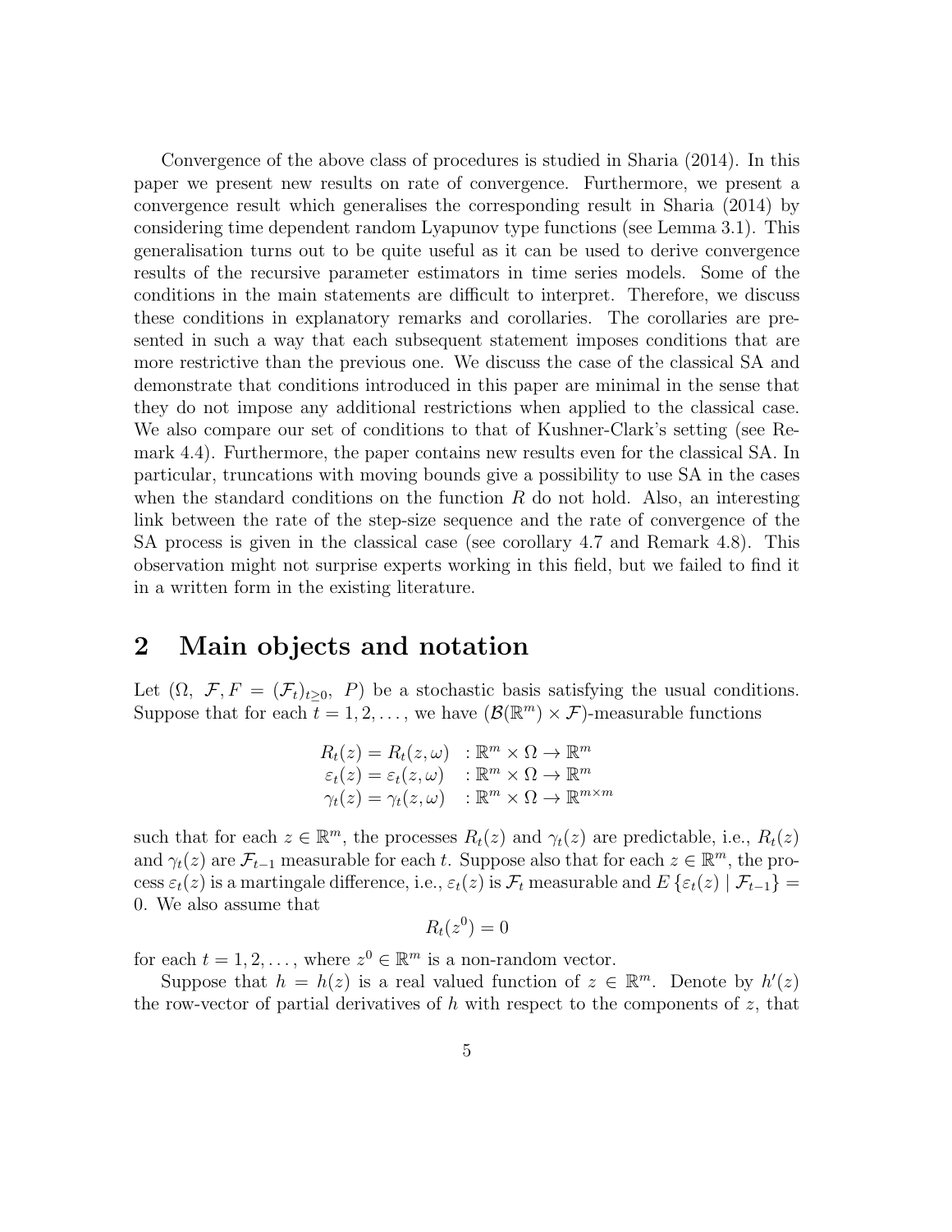Convergence of the above class of procedures is studied in Sharia (2014). In this paper we present new results on rate of convergence. Furthermore, we present a convergence result which generalises the corresponding result in Sharia (2014) by considering time dependent random Lyapunov type functions (see Lemma 3.1). This generalisation turns out to be quite useful as it can be used to derive convergence results of the recursive parameter estimators in time series models. Some of the conditions in the main statements are difficult to interpret. Therefore, we discuss these conditions in explanatory remarks and corollaries. The corollaries are presented in such a way that each subsequent statement imposes conditions that are more restrictive than the previous one. We discuss the case of the classical SA and demonstrate that conditions introduced in this paper are minimal in the sense that they do not impose any additional restrictions when applied to the classical case. We also compare our set of conditions to that of Kushner-Clark's setting (see Remark 4.4). Furthermore, the paper contains new results even for the classical SA. In particular, truncations with moving bounds give a possibility to use SA in the cases when the standard conditions on the function $R$ do not hold. Also, an interesting link between the rate of the step-size sequence and the rate of convergence of the SA process is given in the classical case (see corollary 4.7 and Remark 4.8). This observation might not surprise experts working in this field, but we failed to find it in a written form in the existing literature.

# 2 Main objects and notation

Let $(\Omega,\ \mathcal{F}, F=(\mathcal{F}_t)_{t\geq 0},\ P)$ be a stochastic basis satisfying the usual conditions. Suppose that for each $t=1,2,\dots,$ we have $(\mathcal{B}(\mathbb{R}^m)\times\mathcal{F})$-measurable functions

$$
\begin{aligned}
R_t(z)=R_t(z,\omega) &\quad : \mathbb{R}^m\times\Omega\to\mathbb{R}^m\\
\varepsilon_t(z)=\varepsilon_t(z,\omega) &\quad : \mathbb{R}^m\times\Omega\to\mathbb{R}^m\\
\gamma_t(z)=\gamma_t(z,\omega) &\quad : \mathbb{R}^m\times\Omega\to\mathbb{R}^{m\times m}
\end{aligned}
$$

such that for each $z\in\mathbb{R}^m$, the processes $R_t(z)$ and $\gamma_t(z)$ are predictable, i.e., $R_t(z)$ and $\gamma_t(z)$ are $\mathcal{F}_{t-1}$ measurable for each $t$. Suppose also that for each $z\in\mathbb{R}^m$, the process $\varepsilon_t(z)$ is a martingale difference, i.e., $\varepsilon_t(z)$ is $\mathcal{F}_t$ measurable and $E\left\{\varepsilon_t(z)\mid\mathcal{F}_{t-1}\right\}=0$. We also assume that

$$
R_t(z^0)=0
$$

for each $t=1,2,\dots,$ where $z^0\in\mathbb{R}^m$ is a non-random vector.

Suppose that $h=h(z)$ is a real valued function of $z\in\mathbb{R}^m$. Denote by $h'(z)$ the row-vector of partial derivatives of $h$ with respect to the components of $z$, that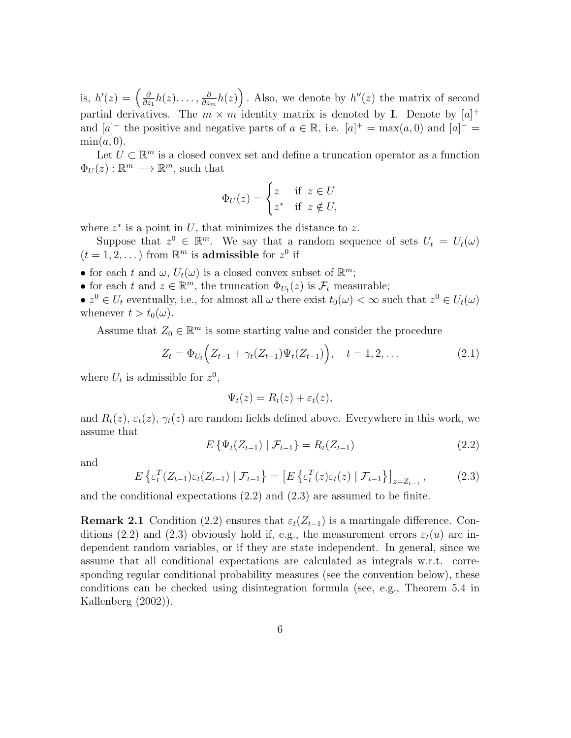is, $h'(z) = \left(\frac{\partial}{\partial z_1}h(z), \dots, \frac{\partial}{\partial z_m}h(z)\right)$. Also, we denote by $h''(z)$ the matrix of second partial derivatives. The $m \times m$ identity matrix is denoted by $\mathbf{I}$. Denote by $[a]^+$ and $[a]^-$ the positive and negative parts of $a \in \mathbb{R}$, i.e. $[a]^+ = \max(a, 0)$ and $[a]^- = \min(a, 0)$.

Let $U \subset \mathbb{R}^m$ is a closed convex set and define a truncation operator as a function $\Phi_U(z) : \mathbb{R}^m \longrightarrow \mathbb{R}^m$, such that

$$\Phi_U(z) = \begin{cases} z & \text{if } z \in U \\ z^* & \text{if } z \notin U, \end{cases}$$

where $z^*$ is a point in $U$, that minimizes the distance to $z$.

Suppose that $z^0 \in \mathbb{R}^m$. We say that a random sequence of sets $U_t = U_t(\omega)$ $(t = 1, 2, \dots)$ from $\mathbb{R}^m$ is **admissible** for $z^0$ if

- for each $t$ and $\omega$, $U_t(\omega)$ is a closed convex subset of $\mathbb{R}^m$;
- for each $t$ and $z \in \mathbb{R}^m$, the truncation $\Phi_{U_t}(z)$ is $\mathcal{F}_t$ measurable;
- $z^0 \in U_t$ eventually, i.e., for almost all $\omega$ there exist $t_0(\omega) < \infty$ such that $z^0 \in U_t(\omega)$ whenever $t > t_0(\omega)$.

Assume that $Z_0 \in \mathbb{R}^m$ is some starting value and consider the procedure

$$Z_t = \Phi_{U_t}\Big(Z_{t-1} + \gamma_t(Z_{t-1})\Psi_t(Z_{t-1})\Big), \quad t = 1, 2, \dots \tag{2.1}$$

where $U_t$ is admissible for $z^0$,

$$\Psi_t(z) = R_t(z) + \varepsilon_t(z),$$

and $R_t(z)$, $\varepsilon_t(z)$, $\gamma_t(z)$ are random fields defined above. Everywhere in this work, we assume that

$$E\left\{\Psi_t(Z_{t-1}) \mid \mathcal{F}_{t-1}\right\} = R_t(Z_{t-1}) \tag{2.2}$$

and

$$E\left\{\varepsilon_t^T(Z_{t-1})\varepsilon_t(Z_{t-1}) \mid \mathcal{F}_{t-1}\right\} = \left[E\left\{\varepsilon_t^T(z)\varepsilon_t(z) \mid \mathcal{F}_{t-1}\right\}\right]_{z=Z_{t-1}}, \tag{2.3}$$

and the conditional expectations (2.2) and (2.3) are assumed to be finite.

**Remark 2.1** Condition (2.2) ensures that $\varepsilon_t(Z_{t-1})$ is a martingale difference. Conditions (2.2) and (2.3) obviously hold if, e.g., the measurement errors $\varepsilon_t(u)$ are independent random variables, or if they are state independent. In general, since we assume that all conditional expectations are calculated as integrals w.r.t. corresponding regular conditional probability measures (see the convention below), these conditions can be checked using disintegration formula (see, e.g., Theorem 5.4 in Kallenberg (2002)).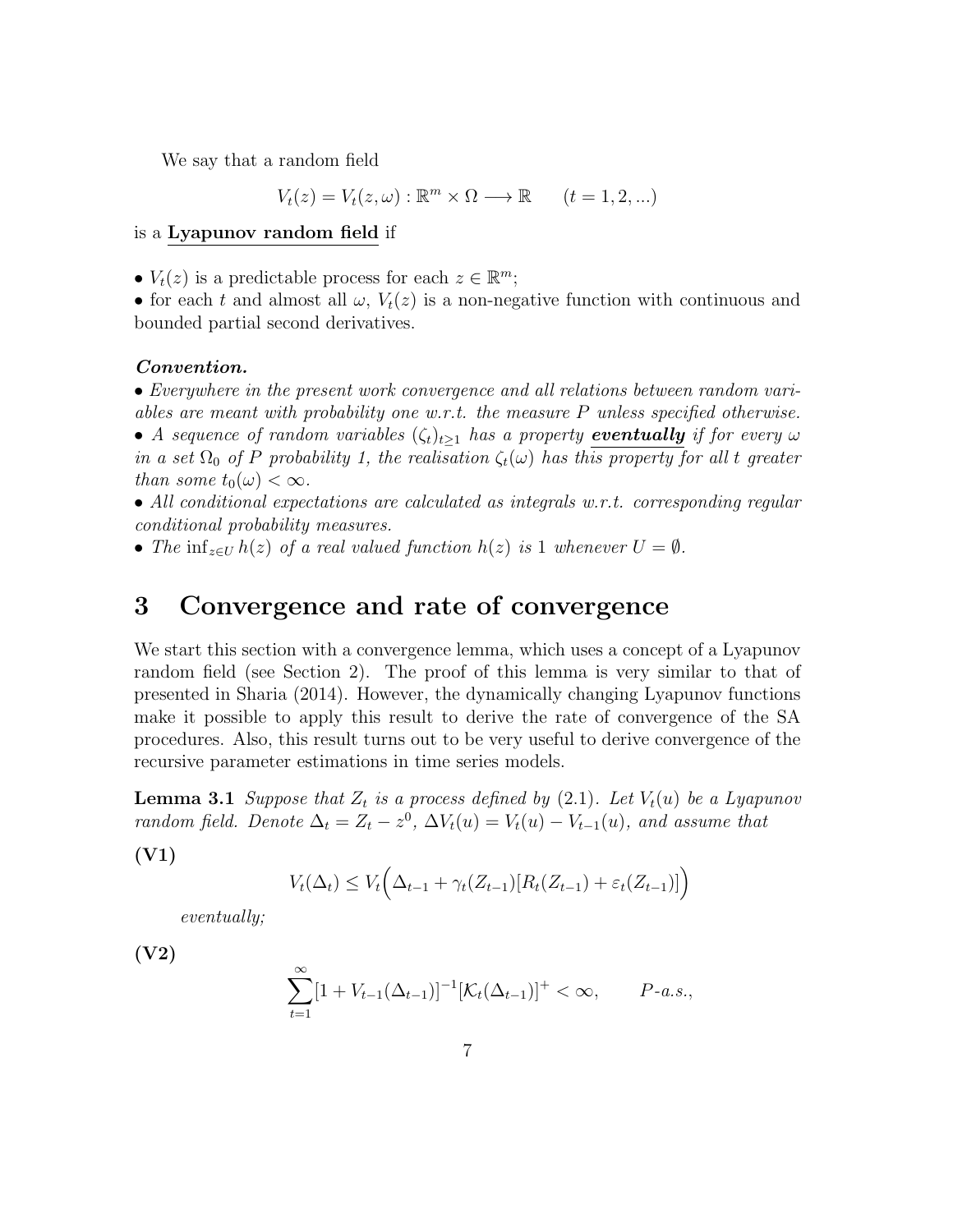We say that a random field

$$V_t(z) = V_t(z,\omega) : \mathbb{R}^m \times \Omega \longrightarrow \mathbb{R} \qquad (t = 1, 2, ...)$$

is a **Lyapunov random field** if

- $V_t(z)$ is a predictable process for each $z \in \mathbb{R}^m$;
- for each $t$ and almost all $\omega$, $V_t(z)$ is a non-negative function with continuous and bounded partial second derivatives.

***Convention.***

- *Everywhere in the present work convergence and all relations between random variables are meant with probability one w.r.t. the measure $P$ unless specified otherwise.*
- *A sequence of random variables $(\zeta_t)_{t\geq 1}$ has a property* ***eventually*** *if for every $\omega$ in a set $\Omega_0$ of $P$ probability 1, the realisation $\zeta_t(\omega)$ has this property for all $t$ greater than some $t_0(\omega) < \infty$.*
- *All conditional expectations are calculated as integrals w.r.t. corresponding regular conditional probability measures.*
- *The $\inf_{z\in U} h(z)$ of a real valued function $h(z)$ is 1 whenever $U = \emptyset$.*

# 3 Convergence and rate of convergence

We start this section with a convergence lemma, which uses a concept of a Lyapunov random field (see Section 2). The proof of this lemma is very similar to that of presented in Sharia (2014). However, the dynamically changing Lyapunov functions make it possible to apply this result to derive the rate of convergence of the SA procedures. Also, this result turns out to be very useful to derive convergence of the recursive parameter estimations in time series models.

**Lemma 3.1** *Suppose that $Z_t$ is a process defined by (2.1). Let $V_t(u)$ be a Lyapunov random field. Denote $\Delta_t = Z_t - z^0$, $\Delta V_t(u) = V_t(u) - V_{t-1}(u)$, and assume that*

**(V1)**

$$V_t(\Delta_t) \leq V_t\Big(\Delta_{t-1} + \gamma_t(Z_{t-1})[R_t(Z_{t-1}) + \varepsilon_t(Z_{t-1})]\Big)$$

*eventually;*

**(V2)**

$$\sum_{t=1}^{\infty} [1 + V_{t-1}(\Delta_{t-1})]^{-1} [\mathcal{K}_t(\Delta_{t-1})]^{+} < \infty, \qquad P\text{-}a.s.,$$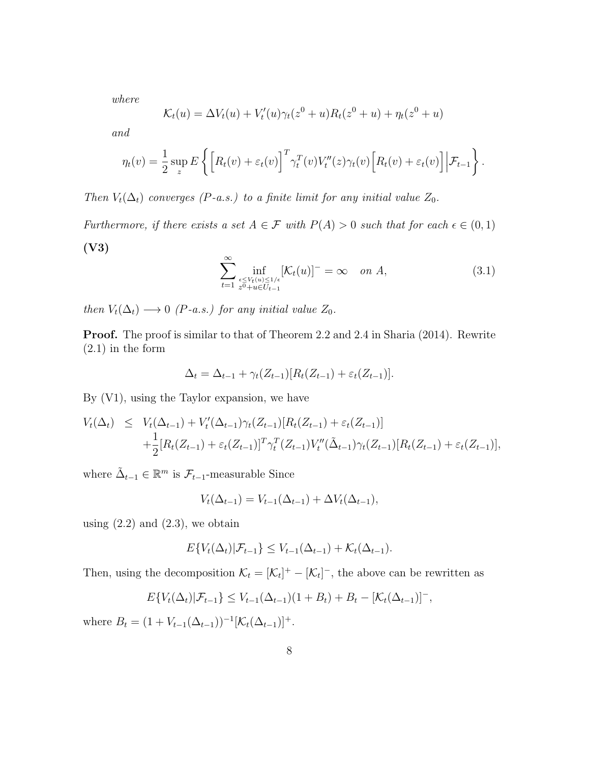*where*

$$\mathcal{K}_t(u) = \Delta V_t(u) + V_t'(u)\gamma_t(z^0 + u)R_t(z^0 + u) + \eta_t(z^0 + u)$$

*and*

$$\eta_t(v) = \frac{1}{2}\sup_z E\left\{\Big[R_t(v) + \varepsilon_t(v)\Big]^T \gamma_t^T(v)V_t''(z)\gamma_t(v)\Big[R_t(v) + \varepsilon_t(v)\Big]\Big|\mathcal{F}_{t-1}\right\}.$$

*Then $V_t(\Delta_t)$ converges ($P$-a.s.) to a finite limit for any initial value $Z_0$.*

*Furthermore, if there exists a set $A \in \mathcal{F}$ with $P(A) > 0$ such that for each $\epsilon \in (0, 1)$*

**(V3)**

$$\sum_{t=1}^{\infty} \inf_{\substack{\epsilon \le V_t(u) \le 1/\epsilon \\ z^0 + u \in U_{t-1}}} [\mathcal{K}_t(u)]^- = \infty \quad \text{on } A, \tag{3.1}$$

*then $V_t(\Delta_t) \longrightarrow 0$ ($P$-a.s.) for any initial value $Z_0$.*

**Proof.** The proof is similar to that of Theorem 2.2 and 2.4 in Sharia (2014). Rewrite (2.1) in the form

$$\Delta_t = \Delta_{t-1} + \gamma_t(Z_{t-1})[R_t(Z_{t-1}) + \varepsilon_t(Z_{t-1})].$$

By (V1), using the Taylor expansion, we have

$$\begin{aligned} V_t(\Delta_t) \;\le\;& V_t(\Delta_{t-1}) + V_t'(\Delta_{t-1})\gamma_t(Z_{t-1})[R_t(Z_{t-1}) + \varepsilon_t(Z_{t-1})] \\ &+ \frac{1}{2}[R_t(Z_{t-1}) + \varepsilon_t(Z_{t-1})]^T \gamma_t^T(Z_{t-1})V_t''(\tilde{\Delta}_{t-1})\gamma_t(Z_{t-1})[R_t(Z_{t-1}) + \varepsilon_t(Z_{t-1})], \end{aligned}$$

where $\tilde{\Delta}_{t-1} \in \mathbb{R}^m$ is $\mathcal{F}_{t-1}$-measurable Since

$$V_t(\Delta_{t-1}) = V_{t-1}(\Delta_{t-1}) + \Delta V_t(\Delta_{t-1}),$$

using (2.2) and (2.3), we obtain

$$E\{V_t(\Delta_t)|\mathcal{F}_{t-1}\} \le V_{t-1}(\Delta_{t-1}) + \mathcal{K}_t(\Delta_{t-1}).$$

Then, using the decomposition $\mathcal{K}_t = [\mathcal{K}_t]^+ - [\mathcal{K}_t]^-$, the above can be rewritten as

$$E\{V_t(\Delta_t)|\mathcal{F}_{t-1}\} \le V_{t-1}(\Delta_{t-1})(1 + B_t) + B_t - [\mathcal{K}_t(\Delta_{t-1})]^-,$$

where $B_t = (1 + V_{t-1}(\Delta_{t-1}))^{-1}[\mathcal{K}_t(\Delta_{t-1})]^+$.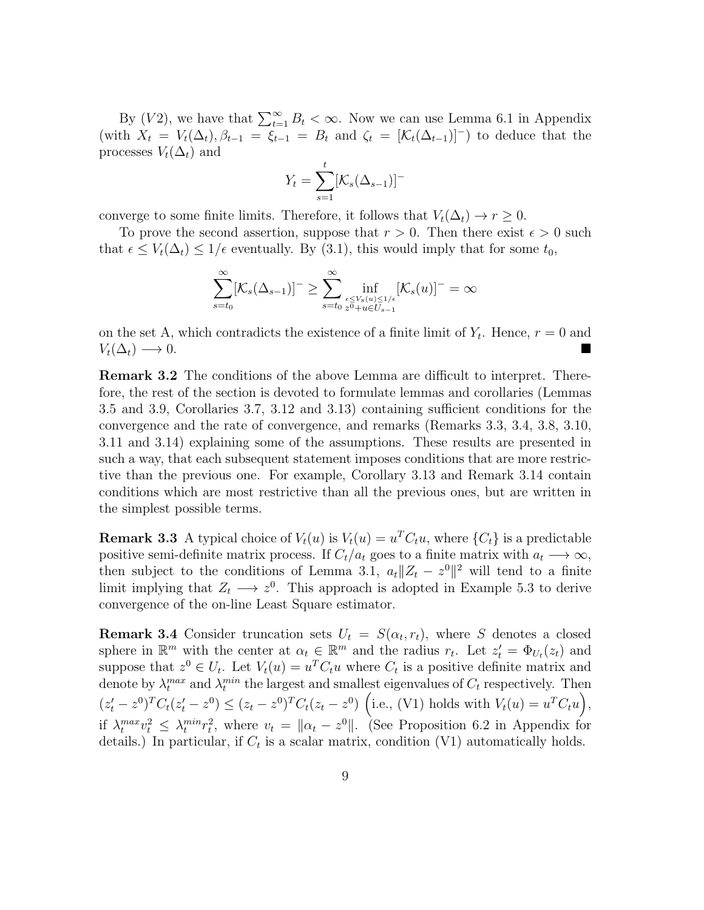By $(V2)$, we have that $\sum_{t=1}^{\infty} B_t < \infty$. Now we can use Lemma 6.1 in Appendix (with $X_t = V_t(\Delta_t), \beta_{t-1} = \xi_{t-1} = B_t$ and $\zeta_t = [\mathcal{K}_t(\Delta_{t-1})]^-$) to deduce that the processes $V_t(\Delta_t)$ and

$$Y_t = \sum_{s=1}^{t} [\mathcal{K}_s(\Delta_{s-1})]^-$$

converge to some finite limits. Therefore, it follows that $V_t(\Delta_t) \to r \geq 0$.

To prove the second assertion, suppose that $r > 0$. Then there exist $\epsilon > 0$ such that $\epsilon \leq V_t(\Delta_t) \leq 1/\epsilon$ eventually. By (3.1), this would imply that for some $t_0$,

$$\sum_{s=t_0}^{\infty} [\mathcal{K}_s(\Delta_{s-1})]^- \geq \sum_{s=t_0}^{\infty} \inf_{\substack{\epsilon \leq V_s(u) \leq 1/\epsilon \\ z^0+u \in U_{s-1}}} [\mathcal{K}_s(u)]^- = \infty$$

on the set A, which contradicts the existence of a finite limit of $Y_t$. Hence, $r = 0$ and $V_t(\Delta_t) \longrightarrow 0$. ∎

**Remark 3.2** The conditions of the above Lemma are difficult to interpret. Therefore, the rest of the section is devoted to formulate lemmas and corollaries (Lemmas 3.5 and 3.9, Corollaries 3.7, 3.12 and 3.13) containing sufficient conditions for the convergence and the rate of convergence, and remarks (Remarks 3.3, 3.4, 3.8, 3.10, 3.11 and 3.14) explaining some of the assumptions. These results are presented in such a way, that each subsequent statement imposes conditions that are more restrictive than the previous one. For example, Corollary 3.13 and Remark 3.14 contain conditions which are most restrictive than all the previous ones, but are written in the simplest possible terms.

**Remark 3.3** A typical choice of $V_t(u)$ is $V_t(u) = u^T C_t u$, where $\{C_t\}$ is a predictable positive semi-definite matrix process. If $C_t/a_t$ goes to a finite matrix with $a_t \longrightarrow \infty$, then subject to the conditions of Lemma 3.1, $a_t \|Z_t - z^0\|^2$ will tend to a finite limit implying that $Z_t \longrightarrow z^0$. This approach is adopted in Example 5.3 to derive convergence of the on-line Least Square estimator.

**Remark 3.4** Consider truncation sets $U_t = S(\alpha_t, r_t)$, where $S$ denotes a closed sphere in $\mathbb{R}^m$ with the center at $\alpha_t \in \mathbb{R}^m$ and the radius $r_t$. Let $z_t' = \Phi_{U_t}(z_t)$ and suppose that $z^0 \in U_t$. Let $V_t(u) = u^T C_t u$ where $C_t$ is a positive definite matrix and denote by $\lambda_t^{max}$ and $\lambda_t^{min}$ the largest and smallest eigenvalues of $C_t$ respectively. Then $(z_t' - z^0)^T C_t (z_t' - z^0) \leq (z_t - z^0)^T C_t (z_t - z^0)$ $\Big($i.e., (V1) holds with $V_t(u) = u^T C_t u\Big)$, if $\lambda_t^{max} v_t^2 \leq \lambda_t^{min} r_t^2$, where $v_t = \|\alpha_t - z^0\|$. (See Proposition 6.2 in Appendix for details.) In particular, if $C_t$ is a scalar matrix, condition (V1) automatically holds.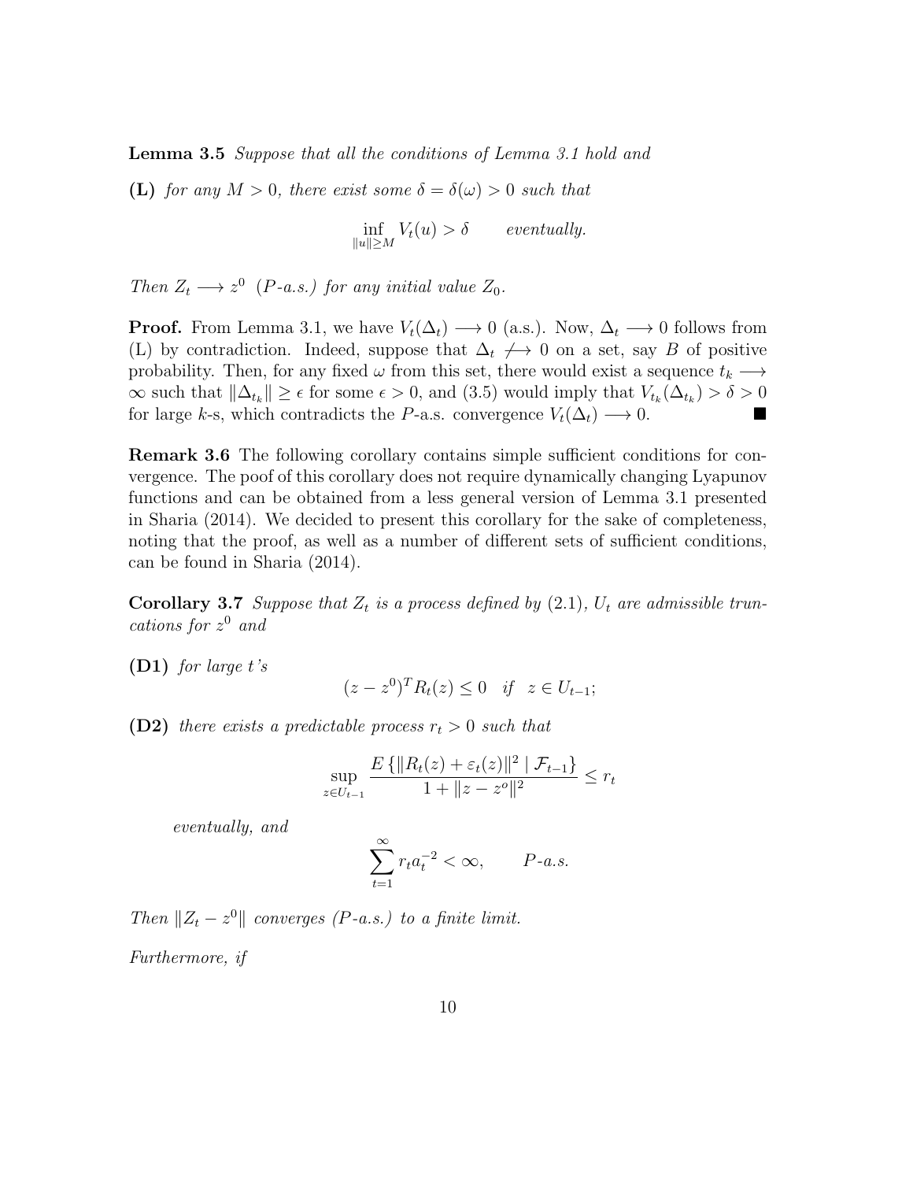**Lemma 3.5** *Suppose that all the conditions of Lemma 3.1 hold and*

**(L)** *for any $M > 0$, there exist some $\delta = \delta(\omega) > 0$ such that*

$$\inf_{\|u\| \geq M} V_t(u) > \delta \qquad \textit{eventually.}$$

*Then $Z_t \longrightarrow z^0$ ($P$-a.s.) for any initial value $Z_0$.*

**Proof.** From Lemma 3.1, we have $V_t(\Delta_t) \longrightarrow 0$ (a.s.). Now, $\Delta_t \longrightarrow 0$ follows from (L) by contradiction. Indeed, suppose that $\Delta_t \not\longrightarrow 0$ on a set, say $B$ of positive probability. Then, for any fixed $\omega$ from this set, there would exist a sequence $t_k \longrightarrow \infty$ such that $\|\Delta_{t_k}\| \geq \epsilon$ for some $\epsilon > 0$, and (3.5) would imply that $V_{t_k}(\Delta_{t_k}) > \delta > 0$ for large $k$-s, which contradicts the $P$-a.s. convergence $V_t(\Delta_t) \longrightarrow 0$. ■

**Remark 3.6** The following corollary contains simple sufficient conditions for convergence. The poof of this corollary does not require dynamically changing Lyapunov functions and can be obtained from a less general version of Lemma 3.1 presented in Sharia (2014). We decided to present this corollary for the sake of completeness, noting that the proof, as well as a number of different sets of sufficient conditions, can be found in Sharia (2014).

**Corollary 3.7** *Suppose that $Z_t$ is a process defined by (2.1), $U_t$ are admissible truncations for $z^0$ and*

**(D1)** *for large $t$'s*

$$(z - z^0)^T R_t(z) \leq 0 \quad \textit{if} \quad z \in U_{t-1};$$

**(D2)** *there exists a predictable process $r_t > 0$ such that*

$$\sup_{z \in U_{t-1}} \frac{E\left\{\|R_t(z) + \varepsilon_t(z)\|^2 \mid \mathcal{F}_{t-1}\right\}}{1 + \|z - z^o\|^2} \leq r_t$$

*eventually, and*

$$\sum_{t=1}^{\infty} r_t a_t^{-2} < \infty, \qquad P\textit{-a.s.}$$

*Then $\|Z_t - z^0\|$ converges ($P$-a.s.) to a finite limit.*

*Furthermore, if*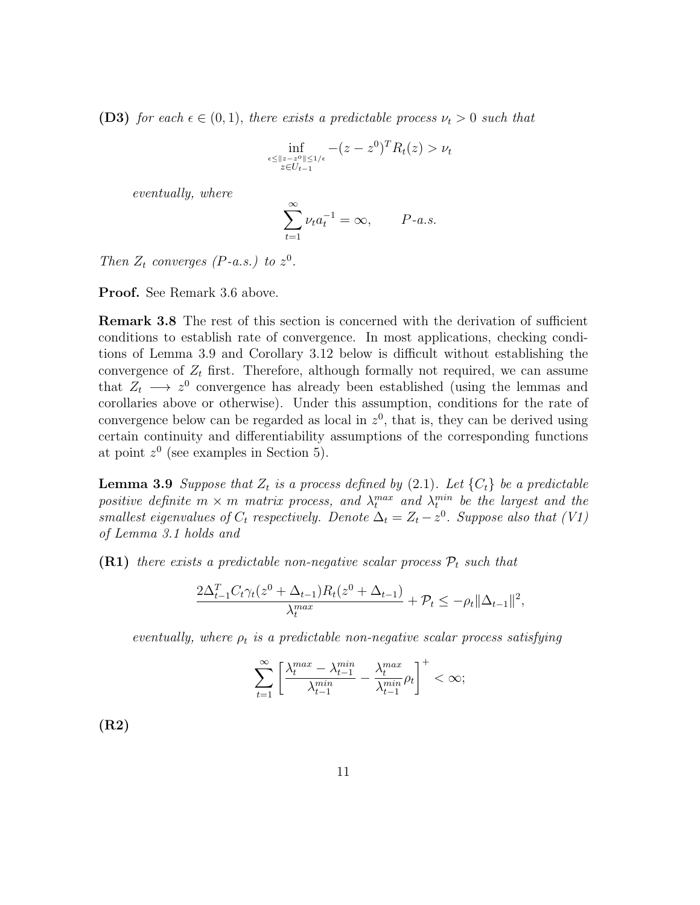**(D3)** *for each $\epsilon \in (0,1)$, there exists a predictable process $\nu_t > 0$ such that*

$$\inf_{\substack{\epsilon \le \|z - z^o\| \le 1/\epsilon \\ z \in U_{t-1}}} -(z - z^0)^T R_t(z) > \nu_t$$

*eventually, where*

$$\sum_{t=1}^{\infty} \nu_t a_t^{-1} = \infty, \qquad P\text{-a.s.}$$

*Then $Z_t$ converges ($P$-a.s.) to $z^0$.*

**Proof.** See Remark 3.6 above.

**Remark 3.8** The rest of this section is concerned with the derivation of sufficient conditions to establish rate of convergence. In most applications, checking conditions of Lemma 3.9 and Corollary 3.12 below is difficult without establishing the convergence of $Z_t$ first. Therefore, although formally not required, we can assume that $Z_t \longrightarrow z^0$ convergence has already been established (using the lemmas and corollaries above or otherwise). Under this assumption, conditions for the rate of convergence below can be regarded as local in $z^0$, that is, they can be derived using certain continuity and differentiability assumptions of the corresponding functions at point $z^0$ (see examples in Section 5).

**Lemma 3.9** *Suppose that $Z_t$ is a process defined by (2.1). Let $\{C_t\}$ be a predictable positive definite $m \times m$ matrix process, and $\lambda_t^{max}$ and $\lambda_t^{min}$ be the largest and the smallest eigenvalues of $C_t$ respectively. Denote $\Delta_t = Z_t - z^0$. Suppose also that (V1) of Lemma 3.1 holds and*

**(R1)** *there exists a predictable non-negative scalar process $\mathcal{P}_t$ such that*

$$\frac{2\Delta_{t-1}^T C_t \gamma_t (z^0 + \Delta_{t-1}) R_t (z^0 + \Delta_{t-1})}{\lambda_t^{max}} + \mathcal{P}_t \le -\rho_t \|\Delta_{t-1}\|^2,$$

*eventually, where $\rho_t$ is a predictable non-negative scalar process satisfying*

$$\sum_{t=1}^{\infty} \left[ \frac{\lambda_t^{max} - \lambda_{t-1}^{min}}{\lambda_{t-1}^{min}} - \frac{\lambda_t^{max}}{\lambda_{t-1}^{min}} \rho_t \right]^+ < \infty;$$

**(R2)**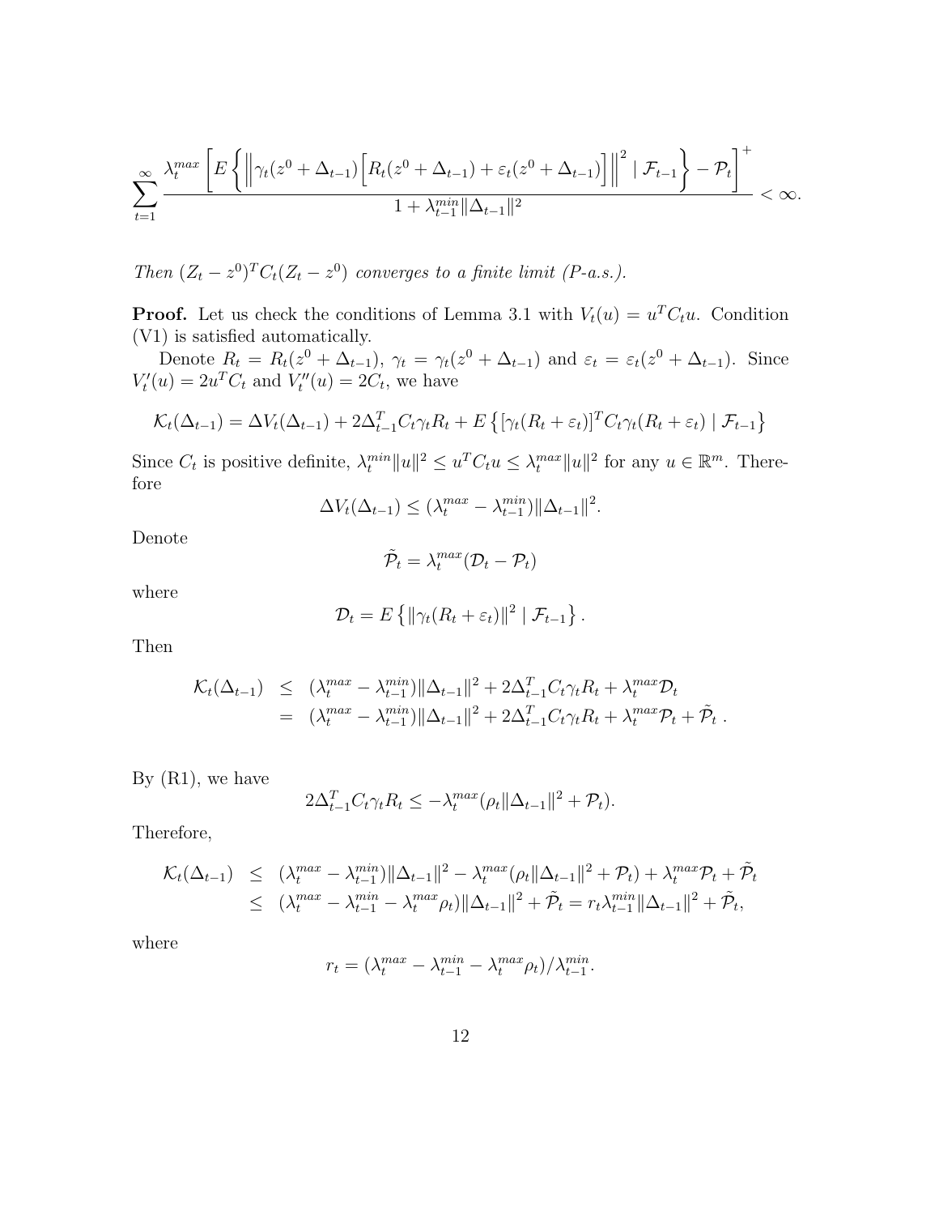$$\sum_{t=1}^{\infty} \frac{\lambda_t^{max}\left[E\left\{\left\|\gamma_t(z^0+\Delta_{t-1})\left[R_t(z^0+\Delta_{t-1})+\varepsilon_t(z^0+\Delta_{t-1})\right]\right\|^2 \mid \mathcal{F}_{t-1}\right\}-\mathcal{P}_t\right]^+}{1+\lambda_{t-1}^{min}\|\Delta_{t-1}\|^2} < \infty.$$

*Then $(Z_t - z^0)^T C_t (Z_t - z^0)$ converges to a finite limit (P-a.s.).*

**Proof.** Let us check the conditions of Lemma 3.1 with $V_t(u) = u^T C_t u$. Condition (V1) is satisfied automatically.

Denote $R_t = R_t(z^0 + \Delta_{t-1})$, $\gamma_t = \gamma_t(z^0 + \Delta_{t-1})$ and $\varepsilon_t = \varepsilon_t(z^0 + \Delta_{t-1})$. Since $V_t'(u) = 2u^T C_t$ and $V_t''(u) = 2C_t$, we have

$$\mathcal{K}_t(\Delta_{t-1}) = \Delta V_t(\Delta_{t-1}) + 2\Delta_{t-1}^T C_t \gamma_t R_t + E\left\{[\gamma_t(R_t+\varepsilon_t)]^T C_t \gamma_t (R_t+\varepsilon_t) \mid \mathcal{F}_{t-1}\right\}$$

Since $C_t$ is positive definite, $\lambda_t^{min}\|u\|^2 \le u^T C_t u \le \lambda_t^{max}\|u\|^2$ for any $u \in \mathbb{R}^m$. Therefore

$$\Delta V_t(\Delta_{t-1}) \le (\lambda_t^{max} - \lambda_{t-1}^{min})\|\Delta_{t-1}\|^2.$$

Denote

$$\tilde{\mathcal{P}}_t = \lambda_t^{max}(\mathcal{D}_t - \mathcal{P}_t)$$

where

$$\mathcal{D}_t = E\left\{\|\gamma_t(R_t+\varepsilon_t)\|^2 \mid \mathcal{F}_{t-1}\right\}.$$

Then

$$\begin{aligned}
\mathcal{K}_t(\Delta_{t-1}) &\le (\lambda_t^{max} - \lambda_{t-1}^{min})\|\Delta_{t-1}\|^2 + 2\Delta_{t-1}^T C_t \gamma_t R_t + \lambda_t^{max}\mathcal{D}_t \\
&= (\lambda_t^{max} - \lambda_{t-1}^{min})\|\Delta_{t-1}\|^2 + 2\Delta_{t-1}^T C_t \gamma_t R_t + \lambda_t^{max}\mathcal{P}_t + \tilde{\mathcal{P}}_t\,.
\end{aligned}$$

By (R1), we have

$$2\Delta_{t-1}^T C_t \gamma_t R_t \le -\lambda_t^{max}(\rho_t\|\Delta_{t-1}\|^2 + \mathcal{P}_t).$$

Therefore,

$$\begin{aligned}
\mathcal{K}_t(\Delta_{t-1}) &\le (\lambda_t^{max} - \lambda_{t-1}^{min})\|\Delta_{t-1}\|^2 - \lambda_t^{max}(\rho_t\|\Delta_{t-1}\|^2 + \mathcal{P}_t) + \lambda_t^{max}\mathcal{P}_t + \tilde{\mathcal{P}}_t \\
&\le (\lambda_t^{max} - \lambda_{t-1}^{min} - \lambda_t^{max}\rho_t)\|\Delta_{t-1}\|^2 + \tilde{\mathcal{P}}_t = r_t\lambda_{t-1}^{min}\|\Delta_{t-1}\|^2 + \tilde{\mathcal{P}}_t,
\end{aligned}$$

where

$$r_t = (\lambda_t^{max} - \lambda_{t-1}^{min} - \lambda_t^{max}\rho_t)/\lambda_{t-1}^{min}.$$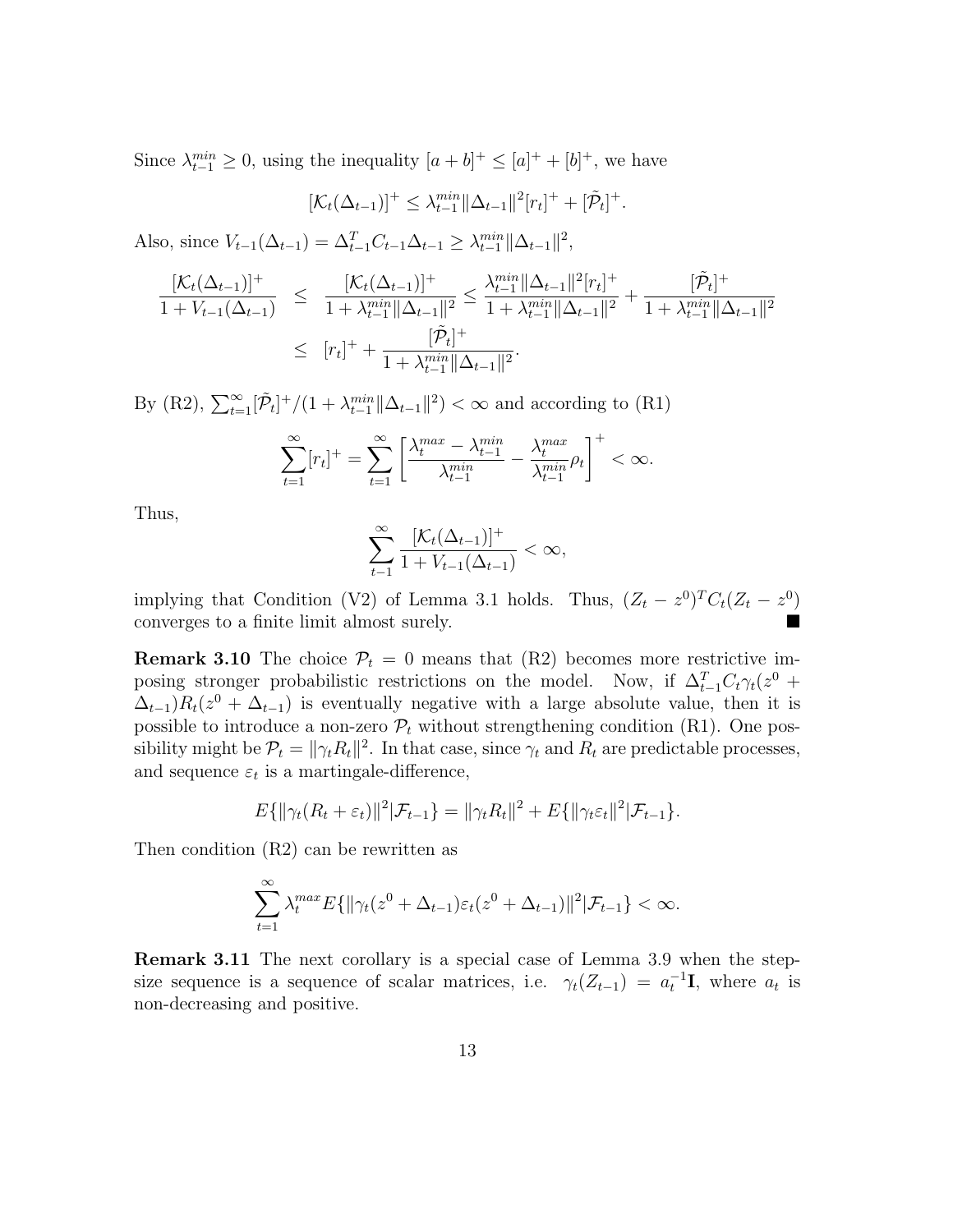Since $\lambda_{t-1}^{min} \geq 0$, using the inequality $[a+b]^+ \leq [a]^+ + [b]^+$, we have

$$[\mathcal{K}_t(\Delta_{t-1})]^+ \leq \lambda_{t-1}^{min} \|\Delta_{t-1}\|^2 [r_t]^+ + [\tilde{\mathcal{P}}_t]^+.$$

Also, since $V_{t-1}(\Delta_{t-1}) = \Delta_{t-1}^T C_{t-1} \Delta_{t-1} \geq \lambda_{t-1}^{min} \|\Delta_{t-1}\|^2$,

$$\begin{aligned}
\frac{[\mathcal{K}_t(\Delta_{t-1})]^+}{1 + V_{t-1}(\Delta_{t-1})} &\leq \frac{[\mathcal{K}_t(\Delta_{t-1})]^+}{1 + \lambda_{t-1}^{min}\|\Delta_{t-1}\|^2} \leq \frac{\lambda_{t-1}^{min}\|\Delta_{t-1}\|^2 [r_t]^+}{1 + \lambda_{t-1}^{min}\|\Delta_{t-1}\|^2} + \frac{[\tilde{\mathcal{P}}_t]^+}{1 + \lambda_{t-1}^{min}\|\Delta_{t-1}\|^2} \\
&\leq [r_t]^+ + \frac{[\tilde{\mathcal{P}}_t]^+}{1 + \lambda_{t-1}^{min}\|\Delta_{t-1}\|^2}.
\end{aligned}$$

By (R2), $\sum_{t=1}^{\infty} [\tilde{\mathcal{P}}_t]^+ / (1 + \lambda_{t-1}^{min}\|\Delta_{t-1}\|^2) < \infty$ and according to (R1)

$$\sum_{t=1}^{\infty} [r_t]^+ = \sum_{t=1}^{\infty} \left[ \frac{\lambda_t^{max} - \lambda_{t-1}^{min}}{\lambda_{t-1}^{min}} - \frac{\lambda_t^{max}}{\lambda_{t-1}^{min}} \rho_t \right]^+ < \infty.$$

Thus,

$$\sum_{t-1}^{\infty} \frac{[\mathcal{K}_t(\Delta_{t-1})]^+}{1 + V_{t-1}(\Delta_{t-1})} < \infty,$$

implying that Condition (V2) of Lemma 3.1 holds. Thus, $(Z_t - z^0)^T C_t (Z_t - z^0)$ converges to a finite limit almost surely. ∎

**Remark 3.10** The choice $\mathcal{P}_t = 0$ means that (R2) becomes more restrictive imposing stronger probabilistic restrictions on the model. Now, if $\Delta_{t-1}^T C_t \gamma_t (z^0 + \Delta_{t-1}) R_t (z^0 + \Delta_{t-1})$ is eventually negative with a large absolute value, then it is possible to introduce a non-zero $\mathcal{P}_t$ without strengthening condition (R1). One possibility might be $\mathcal{P}_t = \|\gamma_t R_t\|^2$. In that case, since $\gamma_t$ and $R_t$ are predictable processes, and sequence $\varepsilon_t$ is a martingale-difference,

$$E\{\|\gamma_t (R_t + \varepsilon_t)\|^2 | \mathcal{F}_{t-1}\} = \|\gamma_t R_t\|^2 + E\{\|\gamma_t \varepsilon_t\|^2 | \mathcal{F}_{t-1}\}.$$

Then condition (R2) can be rewritten as

$$\sum_{t=1}^{\infty} \lambda_t^{max} E\{\|\gamma_t (z^0 + \Delta_{t-1}) \varepsilon_t (z^0 + \Delta_{t-1})\|^2 | \mathcal{F}_{t-1}\} < \infty.$$

**Remark 3.11** The next corollary is a special case of Lemma 3.9 when the step-size sequence is a sequence of scalar matrices, i.e. $\gamma_t(Z_{t-1}) = a_t^{-1}\mathbf{I}$, where $a_t$ is non-decreasing and positive.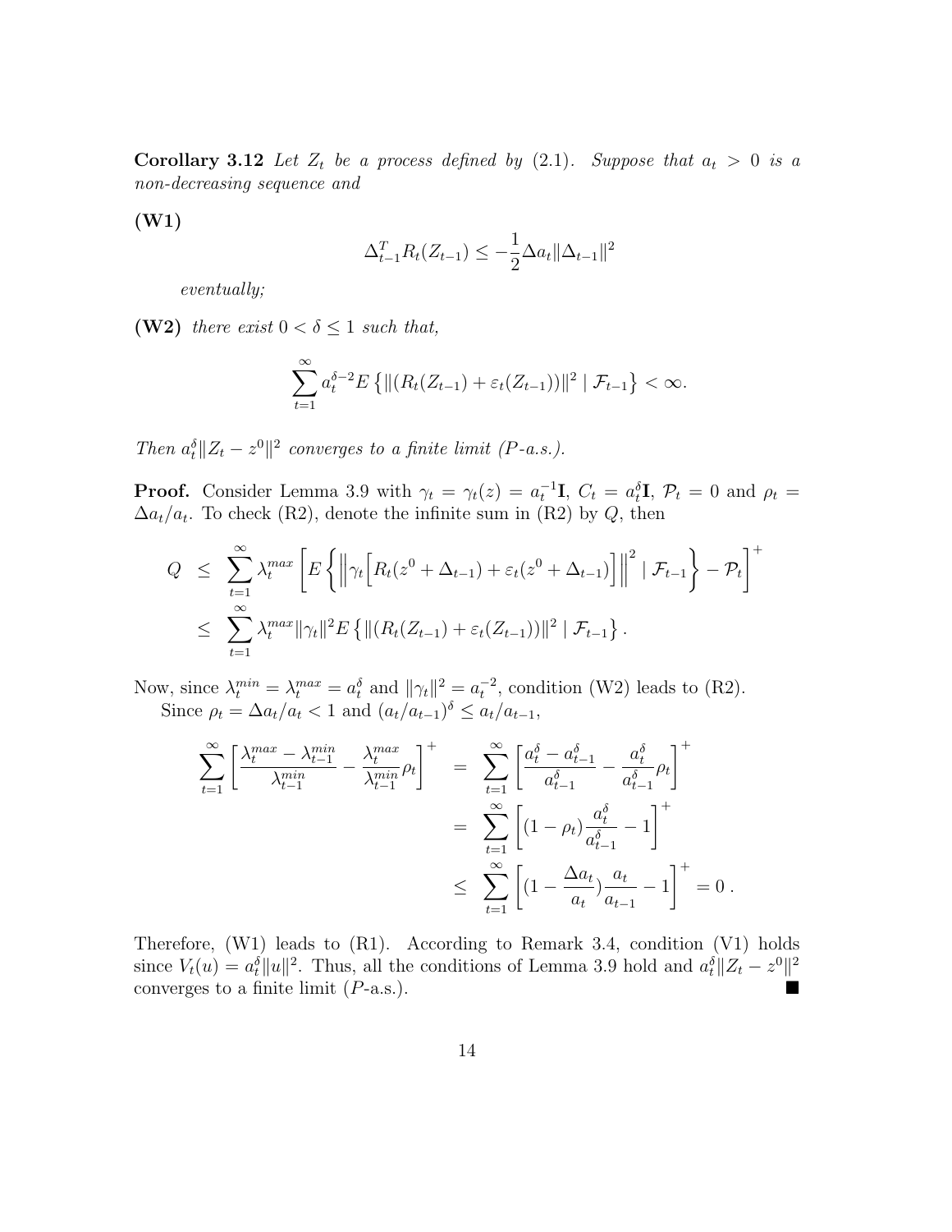**Corollary 3.12** *Let $Z_t$ be a process defined by (2.1). Suppose that $a_t > 0$ is a non-decreasing sequence and*

**(W1)**

$$\Delta_{t-1}^T R_t(Z_{t-1}) \leq -\frac{1}{2}\Delta a_t \|\Delta_{t-1}\|^2$$

*eventually;*

**(W2)** *there exist $0 < \delta \leq 1$ such that,*

$$\sum_{t=1}^{\infty} a_t^{\delta-2} E\left\{\|(R_t(Z_{t-1}) + \varepsilon_t(Z_{t-1}))\|^2 \mid \mathcal{F}_{t-1}\right\} < \infty.$$

*Then $a_t^\delta \|Z_t - z^0\|^2$ converges to a finite limit ($P$-a.s.).*

**Proof.** Consider Lemma 3.9 with $\gamma_t = \gamma_t(z) = a_t^{-1}\mathbf{I}$, $C_t = a_t^\delta \mathbf{I}$, $\mathcal{P}_t = 0$ and $\rho_t = \Delta a_t / a_t$. To check (R2), denote the infinite sum in (R2) by $Q$, then

$$\begin{aligned}
Q &\leq \sum_{t=1}^{\infty} \lambda_t^{max} \left[ E\left\{ \left\| \gamma_t \Big[ R_t(z^0 + \Delta_{t-1}) + \varepsilon_t(z^0 + \Delta_{t-1}) \Big] \right\|^2 \mid \mathcal{F}_{t-1} \right\} - \mathcal{P}_t \right]^+ \\
&\leq \sum_{t=1}^{\infty} \lambda_t^{max} \|\gamma_t\|^2 E\left\{\|(R_t(Z_{t-1}) + \varepsilon_t(Z_{t-1}))\|^2 \mid \mathcal{F}_{t-1}\right\}.
\end{aligned}$$

Now, since $\lambda_t^{min} = \lambda_t^{max} = a_t^\delta$ and $\|\gamma_t\|^2 = a_t^{-2}$, condition (W2) leads to (R2).

Since $\rho_t = \Delta a_t / a_t < 1$ and $(a_t/a_{t-1})^\delta \leq a_t / a_{t-1}$,

$$\begin{aligned}
\sum_{t=1}^{\infty} \left[ \frac{\lambda_t^{max} - \lambda_{t-1}^{min}}{\lambda_{t-1}^{min}} - \frac{\lambda_t^{max}}{\lambda_{t-1}^{min}} \rho_t \right]^+ &= \sum_{t=1}^{\infty} \left[ \frac{a_t^\delta - a_{t-1}^\delta}{a_{t-1}^\delta} - \frac{a_t^\delta}{a_{t-1}^\delta} \rho_t \right]^+ \\
&= \sum_{t=1}^{\infty} \left[ (1 - \rho_t) \frac{a_t^\delta}{a_{t-1}^\delta} - 1 \right]^+ \\
&\leq \sum_{t=1}^{\infty} \left[ (1 - \frac{\Delta a_t}{a_t}) \frac{a_t}{a_{t-1}} - 1 \right]^+ = 0\,.
\end{aligned}$$

Therefore, (W1) leads to (R1). According to Remark 3.4, condition (V1) holds since $V_t(u) = a_t^\delta \|u\|^2$. Thus, all the conditions of Lemma 3.9 hold and $a_t^\delta \|Z_t - z^0\|^2$ converges to a finite limit ($P$-a.s.). ■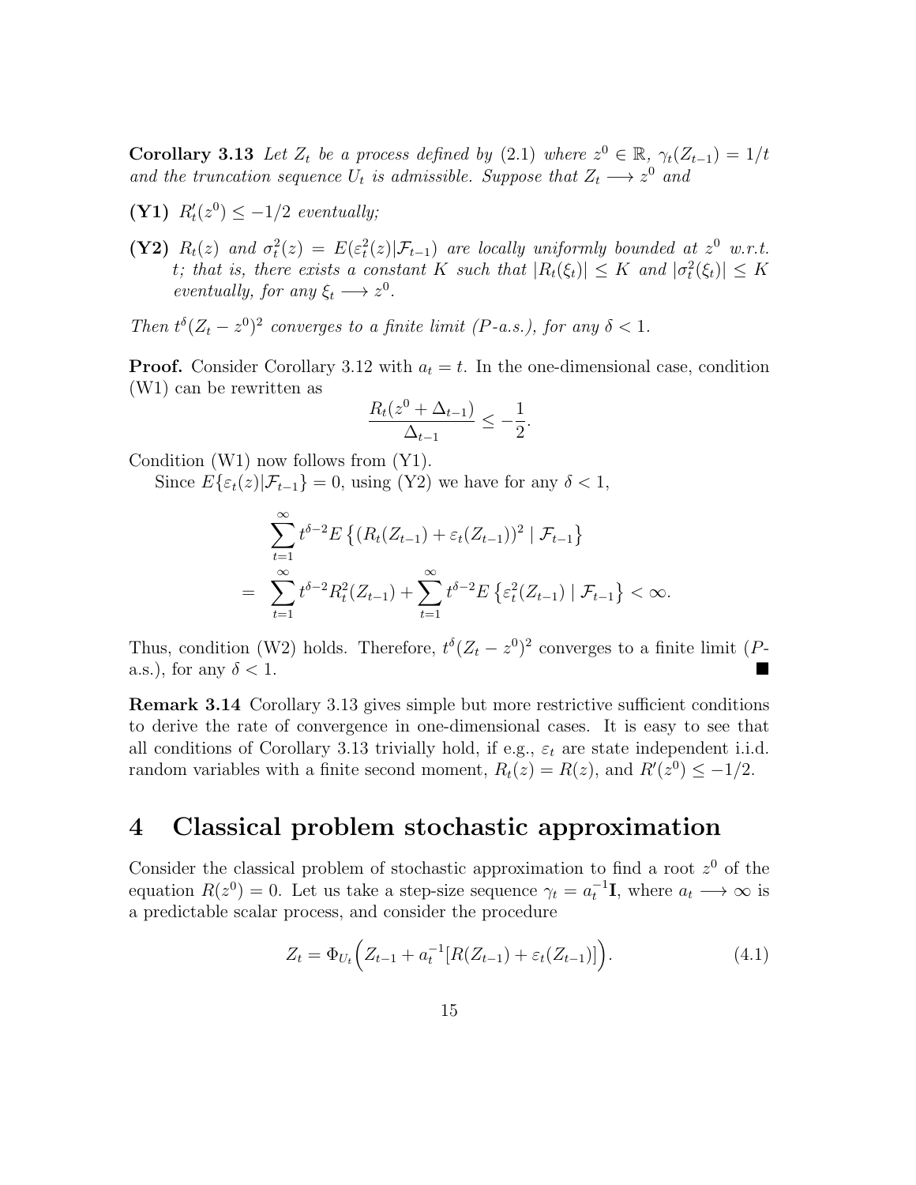**Corollary 3.13** *Let $Z_t$ be a process defined by (2.1) where $z^0 \in \mathbb{R}$, $\gamma_t(Z_{t-1}) = 1/t$ and the truncation sequence $U_t$ is admissible. Suppose that $Z_t \longrightarrow z^0$ and*

**(Y1)** *$R_t'(z^0) \le -1/2$ eventually;*

**(Y2)** *$R_t(z)$ and $\sigma_t^2(z) = E(\varepsilon_t^2(z)|\mathcal{F}_{t-1})$ are locally uniformly bounded at $z^0$ w.r.t. $t$; that is, there exists a constant $K$ such that $|R_t(\xi_t)| \le K$ and $|\sigma_t^2(\xi_t)| \le K$ eventually, for any $\xi_t \longrightarrow z^0$.*

*Then $t^\delta(Z_t - z^0)^2$ converges to a finite limit ($P$-a.s.), for any $\delta < 1$.*

**Proof.** Consider Corollary 3.12 with $a_t = t$. In the one-dimensional case, condition (W1) can be rewritten as

$$\frac{R_t(z^0 + \Delta_{t-1})}{\Delta_{t-1}} \le -\frac{1}{2}.$$

Condition (W1) now follows from (Y1).

Since $E\{\varepsilon_t(z)|\mathcal{F}_{t-1}\} = 0$, using (Y2) we have for any $\delta < 1$,

$$\begin{aligned}
& \sum_{t=1}^{\infty} t^{\delta-2} E\left\{(R_t(Z_{t-1}) + \varepsilon_t(Z_{t-1}))^2 \mid \mathcal{F}_{t-1}\right\} \\
= & \sum_{t=1}^{\infty} t^{\delta-2} R_t^2(Z_{t-1}) + \sum_{t=1}^{\infty} t^{\delta-2} E\left\{\varepsilon_t^2(Z_{t-1}) \mid \mathcal{F}_{t-1}\right\} < \infty.
\end{aligned}$$

Thus, condition (W2) holds. Therefore, $t^\delta(Z_t - z^0)^2$ converges to a finite limit ($P$-a.s.), for any $\delta < 1$. ∎

**Remark 3.14** Corollary 3.13 gives simple but more restrictive sufficient conditions to derive the rate of convergence in one-dimensional cases. It is easy to see that all conditions of Corollary 3.13 trivially hold, if e.g., $\varepsilon_t$ are state independent i.i.d. random variables with a finite second moment, $R_t(z) = R(z)$, and $R'(z^0) \le -1/2$.

# 4 Classical problem stochastic approximation

Consider the classical problem of stochastic approximation to find a root $z^0$ of the equation $R(z^0) = 0$. Let us take a step-size sequence $\gamma_t = a_t^{-1}\mathbf{I}$, where $a_t \longrightarrow \infty$ is a predictable scalar process, and consider the procedure

$$Z_t = \Phi_{U_t}\Big(Z_{t-1} + a_t^{-1}[R(Z_{t-1}) + \varepsilon_t(Z_{t-1})]\Big). \tag{4.1}$$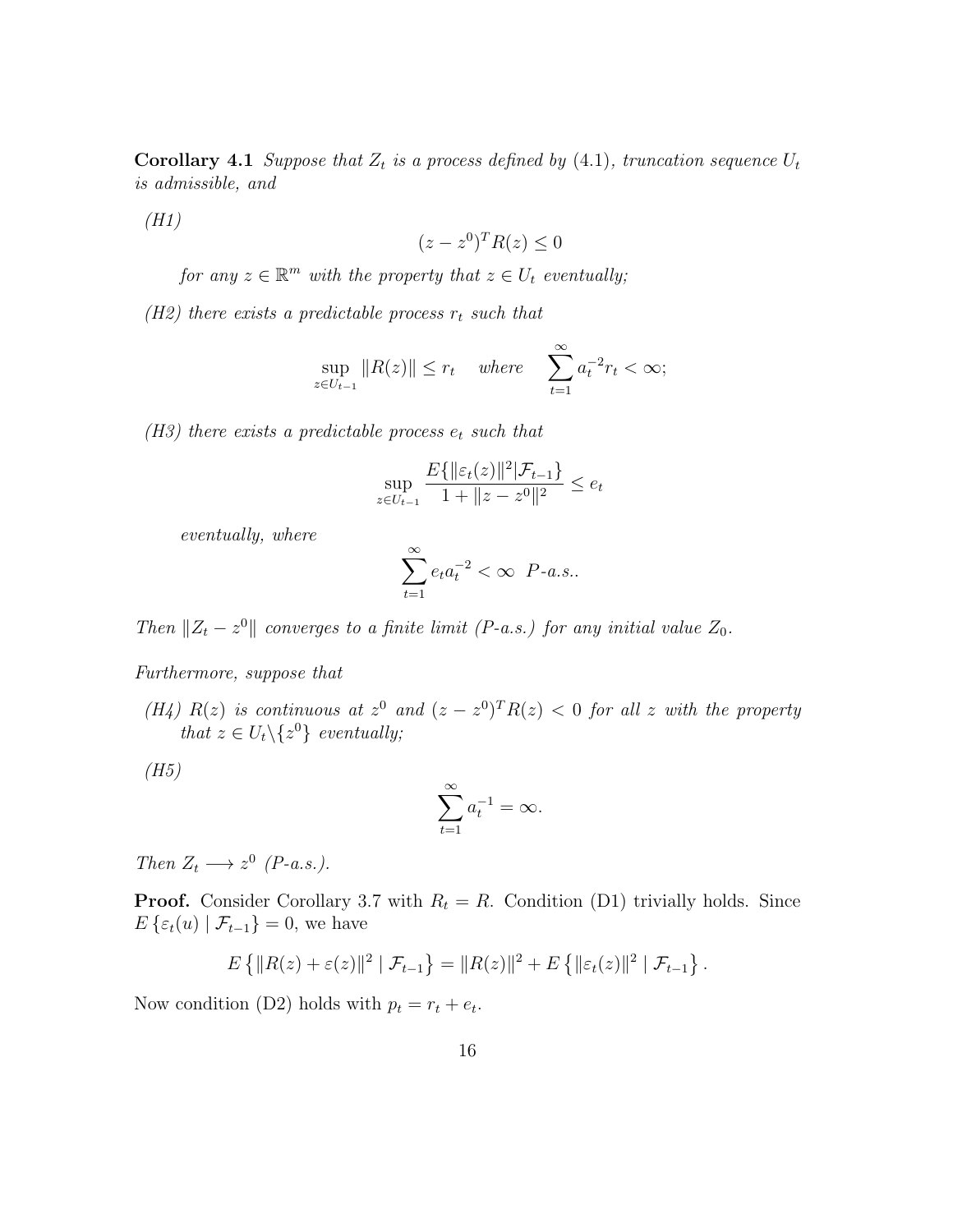**Corollary 4.1** *Suppose that $Z_t$ is a process defined by (4.1), truncation sequence $U_t$ is admissible, and*

*(H1)*

$$(z - z^0)^T R(z) \leq 0$$

*for any $z \in \mathbb{R}^m$ with the property that $z \in U_t$ eventually;*

*(H2) there exists a predictable process $r_t$ such that*

$$\sup_{z \in U_{t-1}} \|R(z)\| \leq r_t \quad \textit{where} \quad \sum_{t=1}^{\infty} a_t^{-2} r_t < \infty;$$

*(H3) there exists a predictable process $e_t$ such that*

$$\sup_{z \in U_{t-1}} \frac{E\{\|\varepsilon_t(z)\|^2 | \mathcal{F}_{t-1}\}}{1 + \|z - z^0\|^2} \leq e_t$$

*eventually, where*

$$\sum_{t=1}^{\infty} e_t a_t^{-2} < \infty \quad P\text{-a.s.}.$$

*Then $\|Z_t - z^0\|$ converges to a finite limit (P-a.s.) for any initial value $Z_0$.*

*Furthermore, suppose that*

*(H4) $R(z)$ is continuous at $z^0$ and $(z - z^0)^T R(z) < 0$ for all $z$ with the property that $z \in U_t \backslash \{z^0\}$ eventually;*

*(H5)*

$$\sum_{t=1}^{\infty} a_t^{-1} = \infty.$$

*Then $Z_t \longrightarrow z^0$ (P-a.s.).*

**Proof.** Consider Corollary 3.7 with $R_t = R$. Condition (D1) trivially holds. Since $E\{\varepsilon_t(u) \mid \mathcal{F}_{t-1}\} = 0$, we have

$$E\left\{\|R(z) + \varepsilon(z)\|^2 \mid \mathcal{F}_{t-1}\right\} = \|R(z)\|^2 + E\left\{\|\varepsilon_t(z)\|^2 \mid \mathcal{F}_{t-1}\right\}.$$

Now condition (D2) holds with $p_t = r_t + e_t$.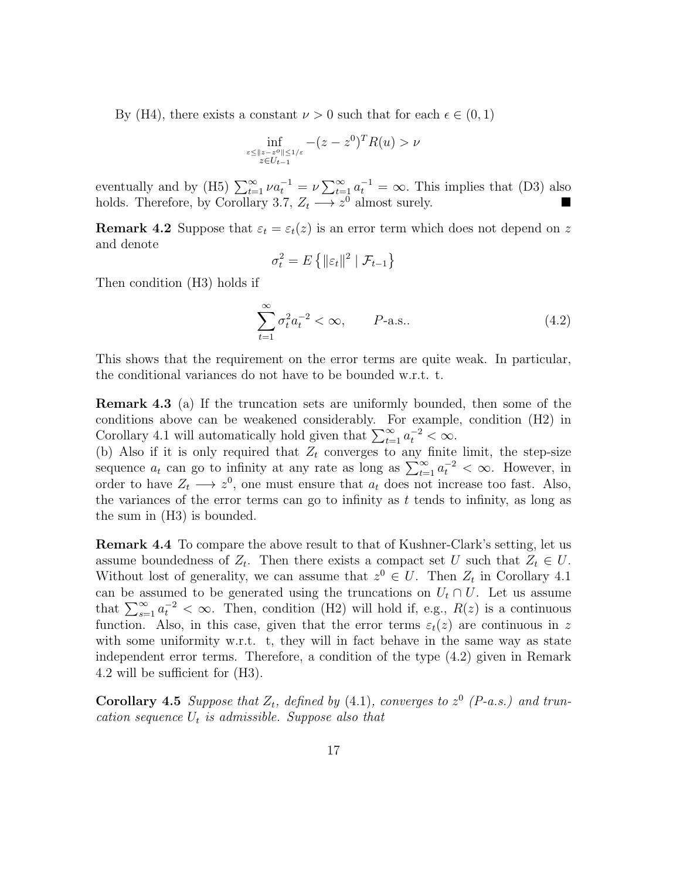By (H4), there exists a constant $\nu > 0$ such that for each $\epsilon \in (0,1)$

$$\inf_{\substack{\varepsilon \le \|z - z^o\| \le 1/\varepsilon \\ z \in U_{t-1}}} -(z - z^0)^T R(u) > \nu$$

eventually and by (H5) $\sum_{t=1}^{\infty} \nu a_t^{-1} = \nu \sum_{t=1}^{\infty} a_t^{-1} = \infty$. This implies that (D3) also holds. Therefore, by Corollary 3.7, $Z_t \longrightarrow z^0$ almost surely. ■

**Remark 4.2** Suppose that $\varepsilon_t = \varepsilon_t(z)$ is an error term which does not depend on $z$ and denote

$$\sigma_t^2 = E\left\{ \|\varepsilon_t\|^2 \mid \mathcal{F}_{t-1} \right\}$$

Then condition (H3) holds if

$$\sum_{t=1}^{\infty} \sigma_t^2 a_t^{-2} < \infty, \qquad P\text{-a.s.}. \tag{4.2}$$

This shows that the requirement on the error terms are quite weak. In particular, the conditional variances do not have to be bounded w.r.t. t.

**Remark 4.3** (a) If the truncation sets are uniformly bounded, then some of the conditions above can be weakened considerably. For example, condition (H2) in Corollary 4.1 will automatically hold given that $\sum_{t=1}^{\infty} a_t^{-2} < \infty$.
(b) Also if it is only required that $Z_t$ converges to any finite limit, the step-size sequence $a_t$ can go to infinity at any rate as long as $\sum_{t=1}^{\infty} a_t^{-2} < \infty$. However, in order to have $Z_t \longrightarrow z^0$, one must ensure that $a_t$ does not increase too fast. Also, the variances of the error terms can go to infinity as $t$ tends to infinity, as long as the sum in (H3) is bounded.

**Remark 4.4** To compare the above result to that of Kushner-Clark's setting, let us assume boundedness of $Z_t$. Then there exists a compact set $U$ such that $Z_t \in U$. Without lost of generality, we can assume that $z^0 \in U$. Then $Z_t$ in Corollary 4.1 can be assumed to be generated using the truncations on $U_t \cap U$. Let us assume that $\sum_{s=1}^{\infty} a_t^{-2} < \infty$. Then, condition (H2) will hold if, e.g., $R(z)$ is a continuous function. Also, in this case, given that the error terms $\varepsilon_t(z)$ are continuous in $z$ with some uniformity w.r.t. t, they will in fact behave in the same way as state independent error terms. Therefore, a condition of the type (4.2) given in Remark 4.2 will be sufficient for (H3).

**Corollary 4.5** *Suppose that $Z_t$, defined by (4.1), converges to $z^0$ (P-a.s.) and truncation sequence $U_t$ is admissible. Suppose also that*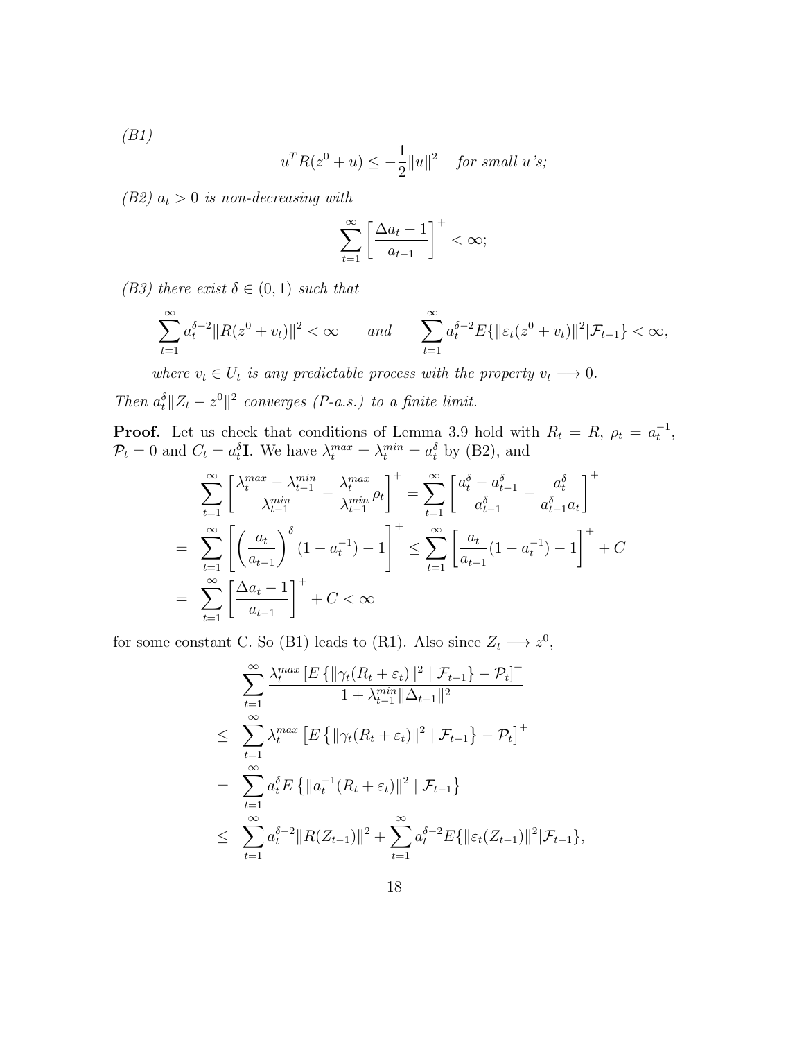*(B1)*

$$u^T R(z^0 + u) \leq -\frac{1}{2}\|u\|^2 \quad \textit{for small } u\textit{'s;}$$

*(B2)* $a_t > 0$ *is non-decreasing with*

$$\sum_{t=1}^{\infty} \left[ \frac{\Delta a_t - 1}{a_{t-1}} \right]^+ < \infty;$$

*(B3) there exist* $\delta \in (0,1)$ *such that*

$$\sum_{t=1}^{\infty} a_t^{\delta-2} \|R(z^0 + v_t)\|^2 < \infty \qquad \textit{and} \qquad \sum_{t=1}^{\infty} a_t^{\delta-2} E\{\|\varepsilon_t(z^0 + v_t)\|^2 | \mathcal{F}_{t-1}\} < \infty,$$

*where* $v_t \in U_t$ *is any predictable process with the property* $v_t \longrightarrow 0$.

*Then* $a_t^\delta \|Z_t - z^0\|^2$ *converges (P-a.s.) to a finite limit.*

**Proof.** Let us check that conditions of Lemma 3.9 hold with $R_t = R$, $\rho_t = a_t^{-1}$, $\mathcal{P}_t = 0$ and $C_t = a_t^\delta \mathbf{I}$. We have $\lambda_t^{max} = \lambda_t^{min} = a_t^\delta$ by (B2), and

$$\begin{aligned}
&\sum_{t=1}^{\infty} \left[ \frac{\lambda_t^{max} - \lambda_{t-1}^{min}}{\lambda_{t-1}^{min}} - \frac{\lambda_t^{max}}{\lambda_{t-1}^{min}} \rho_t \right]^+ = \sum_{t=1}^{\infty} \left[ \frac{a_t^\delta - a_{t-1}^\delta}{a_{t-1}^\delta} - \frac{a_t^\delta}{a_{t-1}^\delta a_t} \right]^+ \\
= & \sum_{t=1}^{\infty} \left[ \left( \frac{a_t}{a_{t-1}} \right)^\delta (1 - a_t^{-1}) - 1 \right]^+ \leq \sum_{t=1}^{\infty} \left[ \frac{a_t}{a_{t-1}} (1 - a_t^{-1}) - 1 \right]^+ + C \\
= & \sum_{t=1}^{\infty} \left[ \frac{\Delta a_t - 1}{a_{t-1}} \right]^+ + C < \infty
\end{aligned}$$

for some constant C. So (B1) leads to (R1). Also since $Z_t \longrightarrow z^0$,

$$\begin{aligned}
& \sum_{t=1}^{\infty} \frac{\lambda_t^{max} \left[ E\left\{ \|\gamma_t(R_t + \varepsilon_t)\|^2 \mid \mathcal{F}_{t-1} \right\} - \mathcal{P}_t \right]^+}{1 + \lambda_{t-1}^{min} \|\Delta_{t-1}\|^2} \\
\leq & \sum_{t=1}^{\infty} \lambda_t^{max} \left[ E\left\{ \|\gamma_t(R_t + \varepsilon_t)\|^2 \mid \mathcal{F}_{t-1} \right\} - \mathcal{P}_t \right]^+ \\
= & \sum_{t=1}^{\infty} a_t^\delta E\left\{ \|a_t^{-1}(R_t + \varepsilon_t)\|^2 \mid \mathcal{F}_{t-1} \right\} \\
\leq & \sum_{t=1}^{\infty} a_t^{\delta-2} \|R(Z_{t-1})\|^2 + \sum_{t=1}^{\infty} a_t^{\delta-2} E\{\|\varepsilon_t(Z_{t-1})\|^2 | \mathcal{F}_{t-1}\},
\end{aligned}$$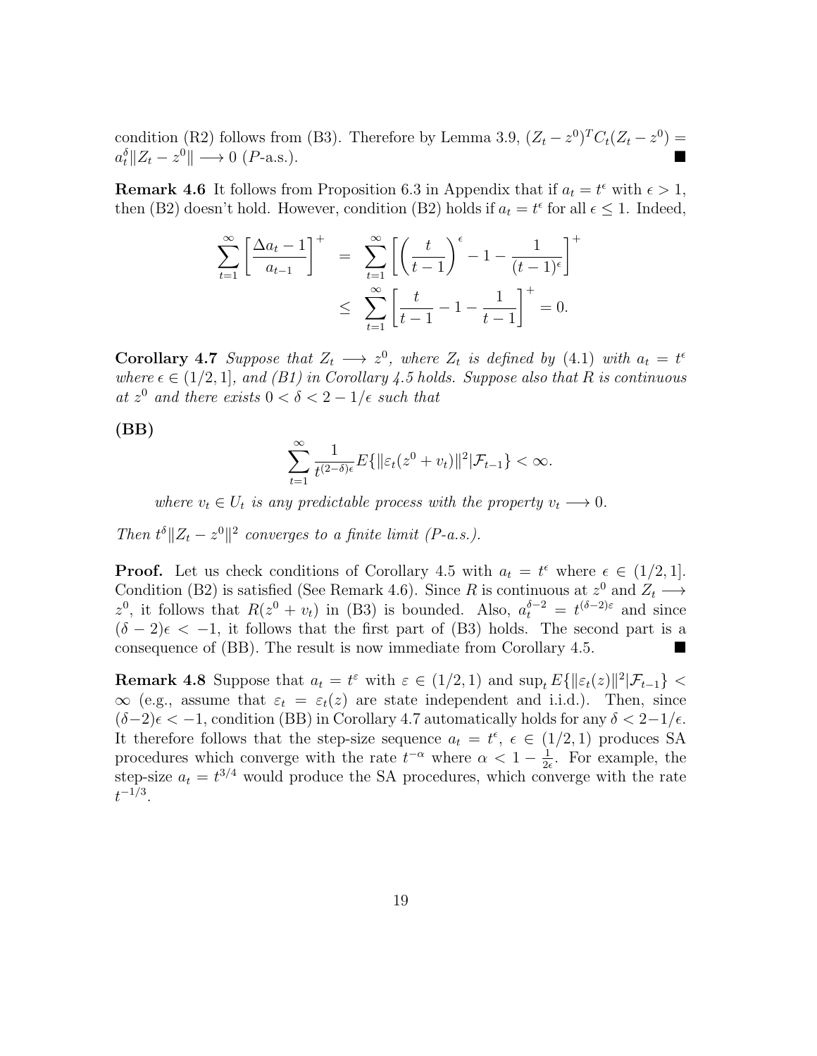condition (R2) follows from (B3). Therefore by Lemma 3.9, $(Z_t - z^0)^T C_t (Z_t - z^0) = a_t^\delta \|Z_t - z^0\| \longrightarrow 0$ ($P$-a.s.). ∎

**Remark 4.6** It follows from Proposition 6.3 in Appendix that if $a_t = t^\epsilon$ with $\epsilon > 1$, then (B2) doesn't hold. However, condition (B2) holds if $a_t = t^\epsilon$ for all $\epsilon \leq 1$. Indeed,

$$
\begin{aligned}
\sum_{t=1}^{\infty} \left[ \frac{\Delta a_t - 1}{a_{t-1}} \right]^+ &= \sum_{t=1}^{\infty} \left[ \left( \frac{t}{t-1} \right)^\epsilon - 1 - \frac{1}{(t-1)^\epsilon} \right]^+ \\
&\leq \sum_{t=1}^{\infty} \left[ \frac{t}{t-1} - 1 - \frac{1}{t-1} \right]^+ = 0.
\end{aligned}
$$

**Corollary 4.7** *Suppose that $Z_t \longrightarrow z^0$, where $Z_t$ is defined by (4.1) with $a_t = t^\epsilon$ where $\epsilon \in (1/2, 1]$, and (B1) in Corollary 4.5 holds. Suppose also that $R$ is continuous at $z^0$ and there exists $0 < \delta < 2 - 1/\epsilon$ such that*

**(BB)**

$$
\sum_{t=1}^{\infty} \frac{1}{t^{(2-\delta)\epsilon}} E\{\|\varepsilon_t(z^0 + v_t)\|^2 | \mathcal{F}_{t-1}\} < \infty.
$$

*where $v_t \in U_t$ is any predictable process with the property $v_t \longrightarrow 0$.*

*Then $t^\delta \|Z_t - z^0\|^2$ converges to a finite limit (P-a.s.).*

**Proof.** Let us check conditions of Corollary 4.5 with $a_t = t^\epsilon$ where $\epsilon \in (1/2, 1]$. Condition (B2) is satisfied (See Remark 4.6). Since $R$ is continuous at $z^0$ and $Z_t \longrightarrow z^0$, it follows that $R(z^0 + v_t)$ in (B3) is bounded. Also, $a_t^{\delta - 2} = t^{(\delta-2)\varepsilon}$ and since $(\delta - 2)\epsilon < -1$, it follows that the first part of (B3) holds. The second part is a consequence of (BB). The result is now immediate from Corollary 4.5. ∎

**Remark 4.8** Suppose that $a_t = t^\varepsilon$ with $\varepsilon \in (1/2, 1)$ and $\sup_t E\{\|\varepsilon_t(z)\|^2 | \mathcal{F}_{t-1}\} < \infty$ (e.g., assume that $\varepsilon_t = \varepsilon_t(z)$ are state independent and i.i.d.). Then, since $(\delta - 2)\epsilon < -1$, condition (BB) in Corollary 4.7 automatically holds for any $\delta < 2 - 1/\epsilon$. It therefore follows that the step-size sequence $a_t = t^\epsilon$, $\epsilon \in (1/2, 1)$ produces SA procedures which converge with the rate $t^{-\alpha}$ where $\alpha < 1 - \frac{1}{2\epsilon}$. For example, the step-size $a_t = t^{3/4}$ would produce the SA procedures, which converge with the rate $t^{-1/3}$.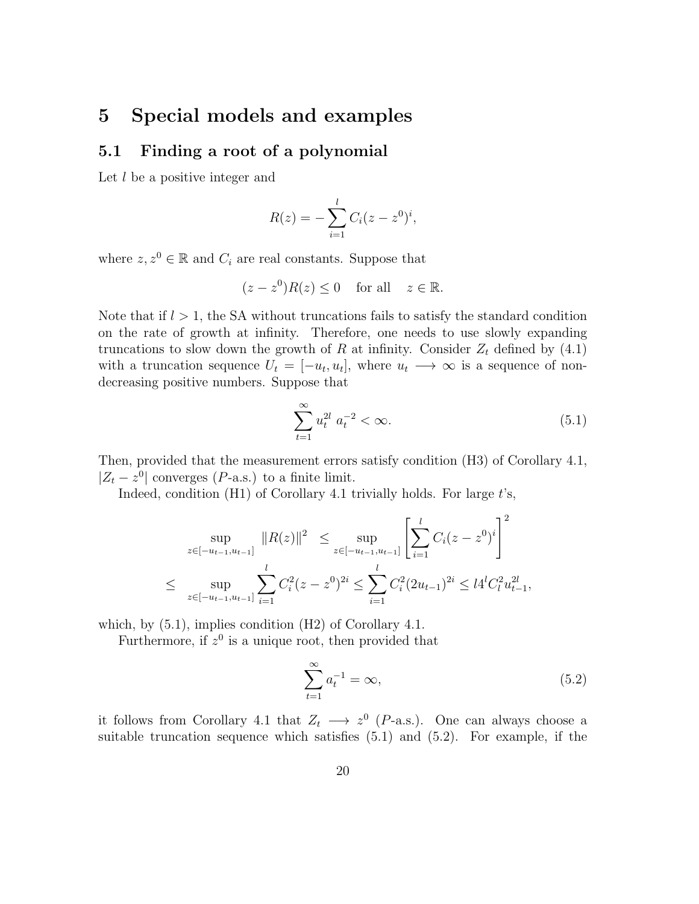# 5 Special models and examples

## 5.1 Finding a root of a polynomial

Let $l$ be a positive integer and

$$R(z) = -\sum_{i=1}^{l} C_i (z - z^0)^i,$$

where $z, z^0 \in \mathbb{R}$ and $C_i$ are real constants. Suppose that

$$(z - z^0)R(z) \le 0 \quad \text{for all} \quad z \in \mathbb{R}.$$

Note that if $l > 1$, the SA without truncations fails to satisfy the standard condition on the rate of growth at infinity. Therefore, one needs to use slowly expanding truncations to slow down the growth of $R$ at infinity. Consider $Z_t$ defined by (4.1) with a truncation sequence $U_t = [-u_t, u_t]$, where $u_t \longrightarrow \infty$ is a sequence of non-decreasing positive numbers. Suppose that

$$\sum_{t=1}^{\infty} u_t^{2l} \ a_t^{-2} < \infty. \tag{5.1}$$

Then, provided that the measurement errors satisfy condition (H3) of Corollary 4.1, $|Z_t - z^0|$ converges ($P$-a.s.) to a finite limit.

Indeed, condition (H1) of Corollary 4.1 trivially holds. For large $t$'s,

$$\begin{aligned}
\sup_{z \in [-u_{t-1}, u_{t-1}]} \|R(z)\|^2 &\le \sup_{z \in [-u_{t-1}, u_{t-1}]} \left[ \sum_{i=1}^{l} C_i (z - z^0)^i \right]^2 \\
\le \sup_{z \in [-u_{t-1}, u_{t-1}]} \sum_{i=1}^{l} C_i^2 (z - z^0)^{2i} &\le \sum_{i=1}^{l} C_i^2 (2u_{t-1})^{2i} \le l 4^l C_l^2 u_{t-1}^{2l},
\end{aligned}$$

which, by (5.1), implies condition (H2) of Corollary 4.1.

Furthermore, if $z^0$ is a unique root, then provided that

$$\sum_{t=1}^{\infty} a_t^{-1} = \infty, \tag{5.2}$$

it follows from Corollary 4.1 that $Z_t \longrightarrow z^0$ ($P$-a.s.). One can always choose a suitable truncation sequence which satisfies (5.1) and (5.2). For example, if the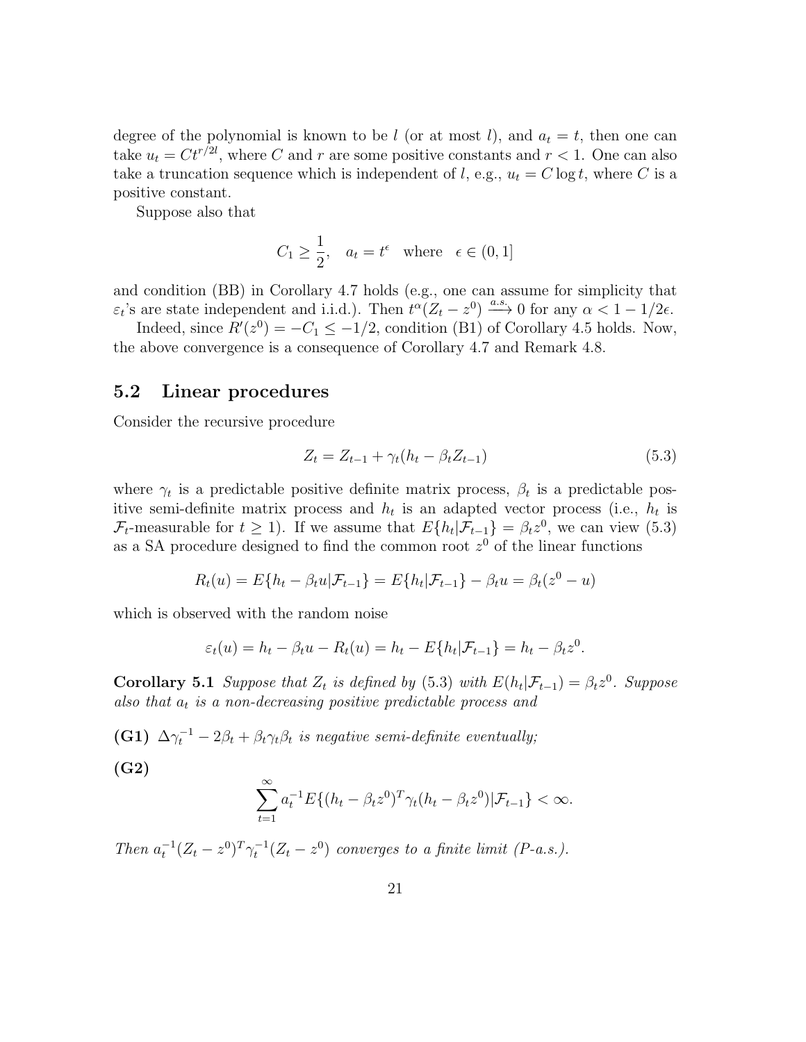degree of the polynomial is known to be $l$ (or at most $l$), and $a_t = t$, then one can take $u_t = Ct^{r/2l}$, where $C$ and $r$ are some positive constants and $r < 1$. One can also take a truncation sequence which is independent of $l$, e.g., $u_t = C \log t$, where $C$ is a positive constant.

Suppose also that

$$C_1 \geq \frac{1}{2}, \quad a_t = t^{\epsilon} \quad \text{where} \quad \epsilon \in (0, 1]$$

and condition (BB) in Corollary 4.7 holds (e.g., one can assume for simplicity that $\varepsilon_t$'s are state independent and i.i.d.). Then $t^{\alpha}(Z_t - z^0) \xrightarrow{a.s.} 0$ for any $\alpha < 1 - 1/2\epsilon$.

Indeed, since $R'(z^0) = -C_1 \leq -1/2$, condition (B1) of Corollary 4.5 holds. Now, the above convergence is a consequence of Corollary 4.7 and Remark 4.8.

## 5.2 Linear procedures

Consider the recursive procedure

$$Z_t = Z_{t-1} + \gamma_t (h_t - \beta_t Z_{t-1}) \tag{5.3}$$

where $\gamma_t$ is a predictable positive definite matrix process, $\beta_t$ is a predictable positive semi-definite matrix process and $h_t$ is an adapted vector process (i.e., $h_t$ is $\mathcal{F}_t$-measurable for $t \geq 1$). If we assume that $E\{h_t | \mathcal{F}_{t-1}\} = \beta_t z^0$, we can view (5.3) as a SA procedure designed to find the common root $z^0$ of the linear functions

$$R_t(u) = E\{h_t - \beta_t u | \mathcal{F}_{t-1}\} = E\{h_t | \mathcal{F}_{t-1}\} - \beta_t u = \beta_t (z^0 - u)$$

which is observed with the random noise

$$\varepsilon_t(u) = h_t - \beta_t u - R_t(u) = h_t - E\{h_t | \mathcal{F}_{t-1}\} = h_t - \beta_t z^0.$$

**Corollary 5.1** *Suppose that $Z_t$ is defined by (5.3) with $E(h_t | \mathcal{F}_{t-1}) = \beta_t z^0$. Suppose also that $a_t$ is a non-decreasing positive predictable process and*

**(G1)** *$\Delta \gamma_t^{-1} - 2\beta_t + \beta_t \gamma_t \beta_t$ is negative semi-definite eventually;*

**(G2)**

$$\sum_{t=1}^{\infty} a_t^{-1} E\{(h_t - \beta_t z^0)^T \gamma_t (h_t - \beta_t z^0) | \mathcal{F}_{t-1}\} < \infty.$$

*Then $a_t^{-1}(Z_t - z^0)^T \gamma_t^{-1} (Z_t - z^0)$ converges to a finite limit (P-a.s.).*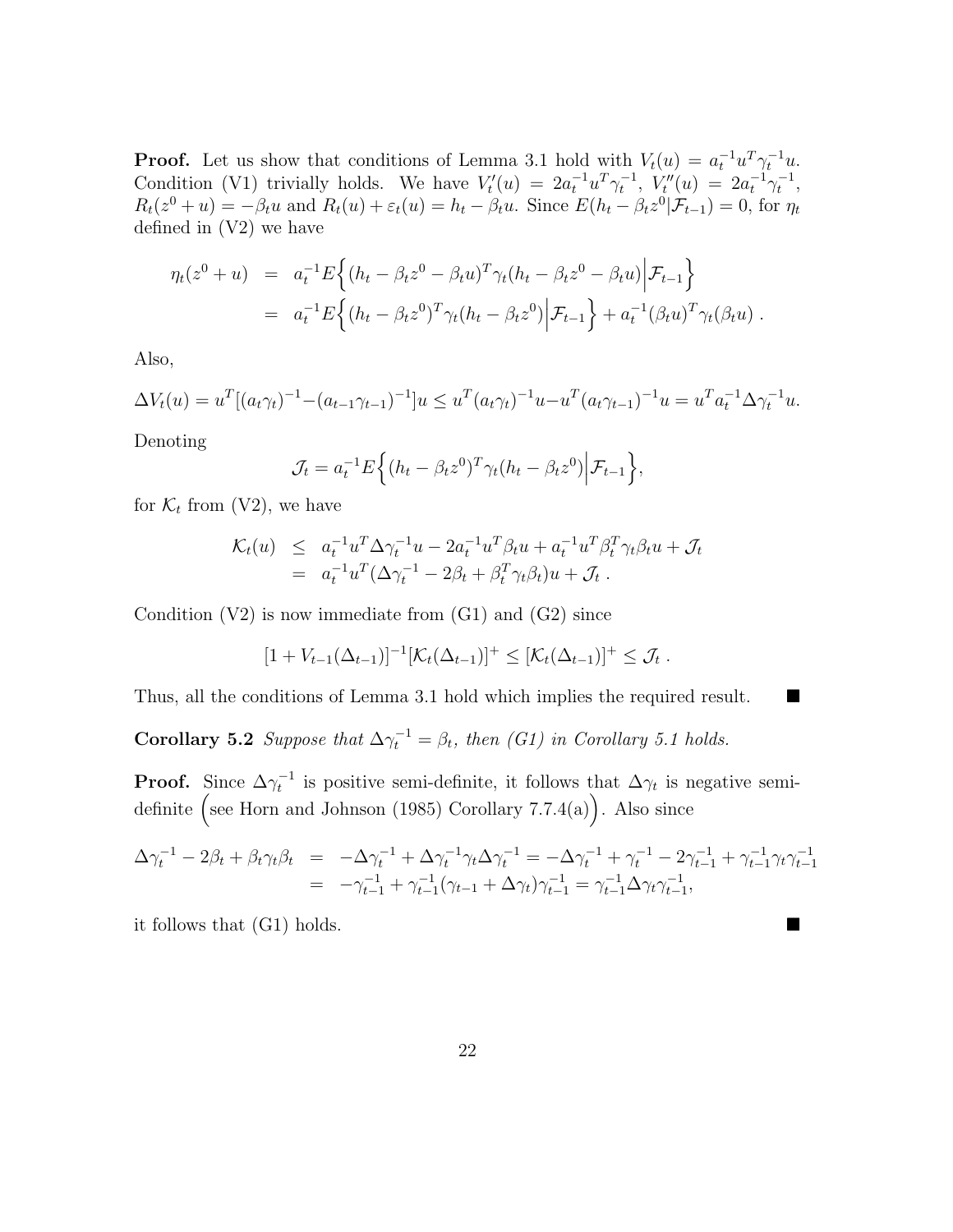**Proof.** Let us show that conditions of Lemma 3.1 hold with $V_t(u) = a_t^{-1} u^T \gamma_t^{-1} u$. Condition (V1) trivially holds. We have $V_t'(u) = 2a_t^{-1} u^T \gamma_t^{-1}$, $V_t''(u) = 2a_t^{-1}\gamma_t^{-1}$, $R_t(z^0 + u) = -\beta_t u$ and $R_t(u) + \varepsilon_t(u) = h_t - \beta_t u$. Since $E(h_t - \beta_t z^0 | \mathcal{F}_{t-1}) = 0$, for $\eta_t$ defined in (V2) we have

$$
\begin{aligned}
\eta_t(z^0 + u) &= a_t^{-1} E\Big\{ (h_t - \beta_t z^0 - \beta_t u)^T \gamma_t (h_t - \beta_t z^0 - \beta_t u) \Big| \mathcal{F}_{t-1} \Big\} \\
&= a_t^{-1} E\Big\{ (h_t - \beta_t z^0)^T \gamma_t (h_t - \beta_t z^0) \Big| \mathcal{F}_{t-1} \Big\} + a_t^{-1} (\beta_t u)^T \gamma_t (\beta_t u) \, .
\end{aligned}
$$

Also,

$$
\Delta V_t(u) = u^T [(a_t \gamma_t)^{-1} - (a_{t-1}\gamma_{t-1})^{-1}] u \le u^T (a_t \gamma_t)^{-1} u - u^T (a_t \gamma_{t-1})^{-1} u = u^T a_t^{-1} \Delta \gamma_t^{-1} u.
$$

Denoting

$$
\mathcal{J}_t = a_t^{-1} E\Big\{ (h_t - \beta_t z^0)^T \gamma_t (h_t - \beta_t z^0) \Big| \mathcal{F}_{t-1} \Big\},
$$

for $\mathcal{K}_t$ from (V2), we have

$$
\begin{aligned}
\mathcal{K}_t(u) &\le a_t^{-1} u^T \Delta \gamma_t^{-1} u - 2a_t^{-1} u^T \beta_t u + a_t^{-1} u^T \beta_t^T \gamma_t \beta_t u + \mathcal{J}_t \\
&= a_t^{-1} u^T (\Delta \gamma_t^{-1} - 2\beta_t + \beta_t^T \gamma_t \beta_t) u + \mathcal{J}_t \, .
\end{aligned}
$$

Condition (V2) is now immediate from (G1) and (G2) since

$$
[1 + V_{t-1}(\Delta_{t-1})]^{-1} [\mathcal{K}_t(\Delta_{t-1})]^+ \le [\mathcal{K}_t(\Delta_{t-1})]^+ \le \mathcal{J}_t \, .
$$

Thus, all the conditions of Lemma 3.1 hold which implies the required result. ■

**Corollary 5.2** *Suppose that $\Delta\gamma_t^{-1} = \beta_t$, then (G1) in Corollary 5.1 holds.*

**Proof.** Since $\Delta\gamma_t^{-1}$ is positive semi-definite, it follows that $\Delta\gamma_t$ is negative semi-definite $\Big($see Horn and Johnson (1985) Corollary 7.7.4(a)$\Big)$. Also since

$$
\begin{aligned}
\Delta\gamma_t^{-1} - 2\beta_t + \beta_t \gamma_t \beta_t &= -\Delta\gamma_t^{-1} + \Delta\gamma_t^{-1} \gamma_t \Delta\gamma_t^{-1} = -\Delta\gamma_t^{-1} + \gamma_t^{-1} - 2\gamma_{t-1}^{-1} + \gamma_{t-1}^{-1}\gamma_t\gamma_{t-1}^{-1} \\
&= -\gamma_{t-1}^{-1} + \gamma_{t-1}^{-1}(\gamma_{t-1} + \Delta\gamma_t)\gamma_{t-1}^{-1} = \gamma_{t-1}^{-1} \Delta\gamma_t \gamma_{t-1}^{-1},
\end{aligned}
$$

it follows that (G1) holds. ■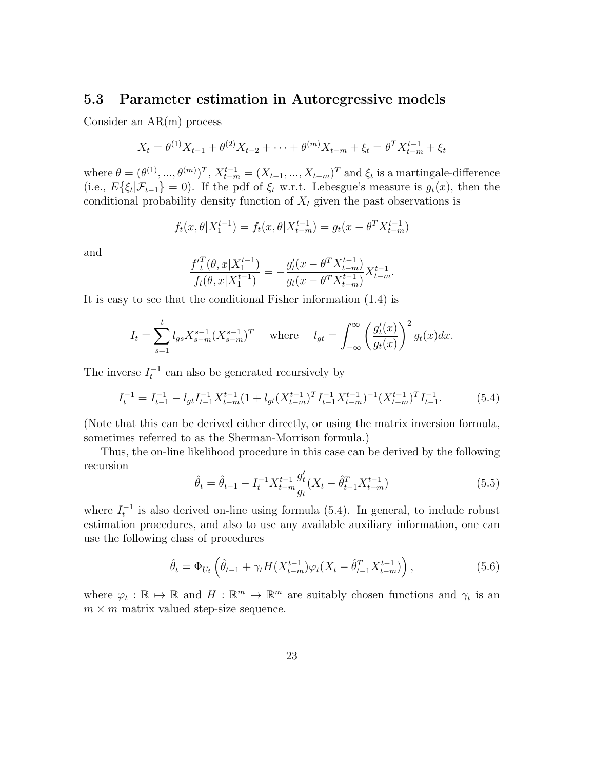## 5.3 Parameter estimation in Autoregressive models

Consider an AR(m) process

$$X_t = \theta^{(1)} X_{t-1} + \theta^{(2)} X_{t-2} + \cdots + \theta^{(m)} X_{t-m} + \xi_t = \theta^T X_{t-m}^{t-1} + \xi_t$$

where $\theta = (\theta^{(1)}, ..., \theta^{(m)})^T$, $X_{t-m}^{t-1} = (X_{t-1}, ..., X_{t-m})^T$ and $\xi_t$ is a martingale-difference (i.e., $E\{\xi_t | \mathcal{F}_{t-1}\} = 0$). If the pdf of $\xi_t$ w.r.t. Lebesgue's measure is $g_t(x)$, then the conditional probability density function of $X_t$ given the past observations is

$$f_t(x, \theta | X_1^{t-1}) = f_t(x, \theta | X_{t-m}^{t-1}) = g_t(x - \theta^T X_{t-m}^{t-1})$$

and

$$\frac{f_t'^T(\theta, x | X_1^{t-1})}{f_t(\theta, x | X_1^{t-1})} = -\frac{g_t'(x - \theta^T X_{t-m}^{t-1})}{g_t(x - \theta^T X_{t-m}^{t-1})} X_{t-m}^{t-1}.$$

It is easy to see that the conditional Fisher information (1.4) is

$$I_t = \sum_{s=1}^{t} l_{gs} X_{s-m}^{s-1} (X_{s-m}^{s-1})^T \quad \text{where} \quad l_{gt} = \int_{-\infty}^{\infty} \left( \frac{g_t'(x)}{g_t(x)} \right)^2 g_t(x) dx.$$

The inverse $I_t^{-1}$ can also be generated recursively by

$$I_t^{-1} = I_{t-1}^{-1} - l_{gt} I_{t-1}^{-1} X_{t-m}^{t-1} (1 + l_{gt} (X_{t-m}^{t-1})^T I_{t-1}^{-1} X_{t-m}^{t-1})^{-1} (X_{t-m}^{t-1})^T I_{t-1}^{-1}. \tag{5.4}$$

(Note that this can be derived either directly, or using the matrix inversion formula, sometimes referred to as the Sherman-Morrison formula.)

Thus, the on-line likelihood procedure in this case can be derived by the following recursion

$$\hat{\theta}_t = \hat{\theta}_{t-1} - I_t^{-1} X_{t-m}^{t-1} \frac{g_t'}{g_t} (X_t - \hat{\theta}_{t-1}^T X_{t-m}^{t-1}) \tag{5.5}$$

where $I_t^{-1}$ is also derived on-line using formula (5.4). In general, to include robust estimation procedures, and also to use any available auxiliary information, one can use the following class of procedures

$$\hat{\theta}_t = \Phi_{U_t} \left( \hat{\theta}_{t-1} + \gamma_t H(X_{t-m}^{t-1}) \varphi_t (X_t - \hat{\theta}_{t-1}^T X_{t-m}^{t-1}) \right), \tag{5.6}$$

where $\varphi_t : \mathbb{R} \mapsto \mathbb{R}$ and $H : \mathbb{R}^m \mapsto \mathbb{R}^m$ are suitably chosen functions and $\gamma_t$ is an $m \times m$ matrix valued step-size sequence.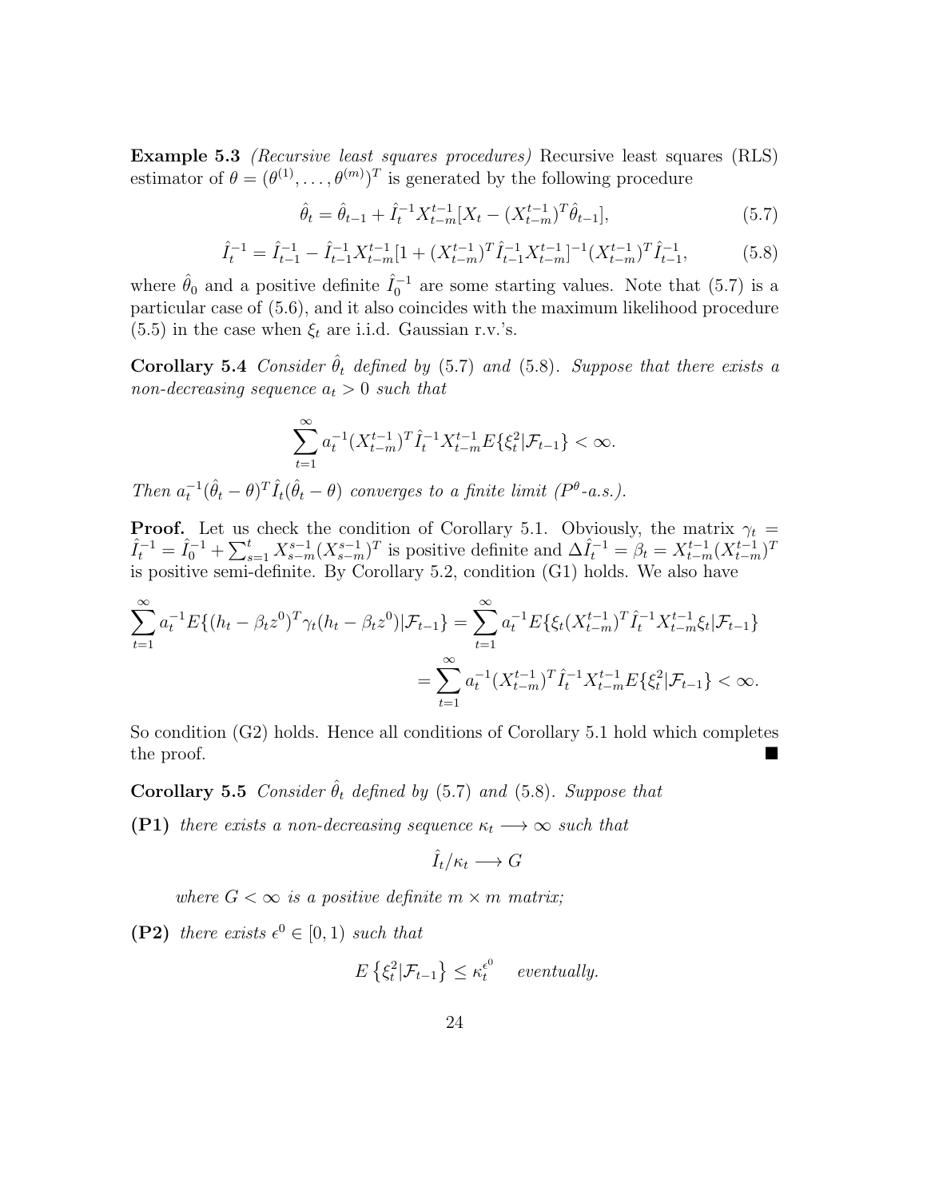**Example 5.3** *(Recursive least squares procedures)* Recursive least squares (RLS) estimator of $\theta = (\theta^{(1)}, \dots, \theta^{(m)})^T$ is generated by the following procedure

$$\hat{\theta}_t = \hat{\theta}_{t-1} + \hat{I}_t^{-1} X_{t-m}^{t-1} [X_t - (X_{t-m}^{t-1})^T \hat{\theta}_{t-1}], \tag{5.7}$$

$$\hat{I}_t^{-1} = \hat{I}_{t-1}^{-1} - \hat{I}_{t-1}^{-1} X_{t-m}^{t-1} [1 + (X_{t-m}^{t-1})^T \hat{I}_{t-1}^{-1} X_{t-m}^{t-1}]^{-1} (X_{t-m}^{t-1})^T \hat{I}_{t-1}^{-1}, \tag{5.8}$$

where $\hat{\theta}_0$ and a positive definite $\hat{I}_0^{-1}$ are some starting values. Note that (5.7) is a particular case of (5.6), and it also coincides with the maximum likelihood procedure (5.5) in the case when $\xi_t$ are i.i.d. Gaussian r.v.'s.

**Corollary 5.4** *Consider $\hat{\theta}_t$ defined by* (5.7) *and* (5.8)*. Suppose that there exists a non-decreasing sequence $a_t > 0$ such that*

$$\sum_{t=1}^{\infty} a_t^{-1} (X_{t-m}^{t-1})^T \hat{I}_t^{-1} X_{t-m}^{t-1} E\{\xi_t^2 | \mathcal{F}_{t-1}\} < \infty.$$

*Then $a_t^{-1}(\hat{\theta}_t - \theta)^T \hat{I}_t (\hat{\theta}_t - \theta)$ converges to a finite limit ($P^\theta$-a.s.).*

**Proof.** Let us check the condition of Corollary 5.1. Obviously, the matrix $\gamma_t = \hat{I}_t^{-1} = \hat{I}_0^{-1} + \sum_{s=1}^{t} X_{s-m}^{s-1} (X_{s-m}^{s-1})^T$ is positive definite and $\Delta \hat{I}_t^{-1} = \beta_t = X_{t-m}^{t-1} (X_{t-m}^{t-1})^T$ is positive semi-definite. By Corollary 5.2, condition (G1) holds. We also have

$$\sum_{t=1}^{\infty} a_t^{-1} E\{(h_t - \beta_t z^0)^T \gamma_t (h_t - \beta_t z^0) | \mathcal{F}_{t-1}\} = \sum_{t=1}^{\infty} a_t^{-1} E\{\xi_t (X_{t-m}^{t-1})^T \hat{I}_t^{-1} X_{t-m}^{t-1} \xi_t | \mathcal{F}_{t-1}\}$$

$$= \sum_{t=1}^{\infty} a_t^{-1} (X_{t-m}^{t-1})^T \hat{I}_t^{-1} X_{t-m}^{t-1} E\{\xi_t^2 | \mathcal{F}_{t-1}\} < \infty.$$

So condition (G2) holds. Hence all conditions of Corollary 5.1 hold which completes the proof. ∎

**Corollary 5.5** *Consider $\hat{\theta}_t$ defined by* (5.7) *and* (5.8)*. Suppose that*

**(P1)** *there exists a non-decreasing sequence $\kappa_t \longrightarrow \infty$ such that*

$$\hat{I}_t / \kappa_t \longrightarrow G$$

*where $G < \infty$ is a positive definite $m \times m$ matrix;*

**(P2)** *there exists $\epsilon^0 \in [0, 1)$ such that*

$$E\left\{\xi_t^2 | \mathcal{F}_{t-1}\right\} \le \kappa_t^{\epsilon^0} \quad \textit{eventually.}$$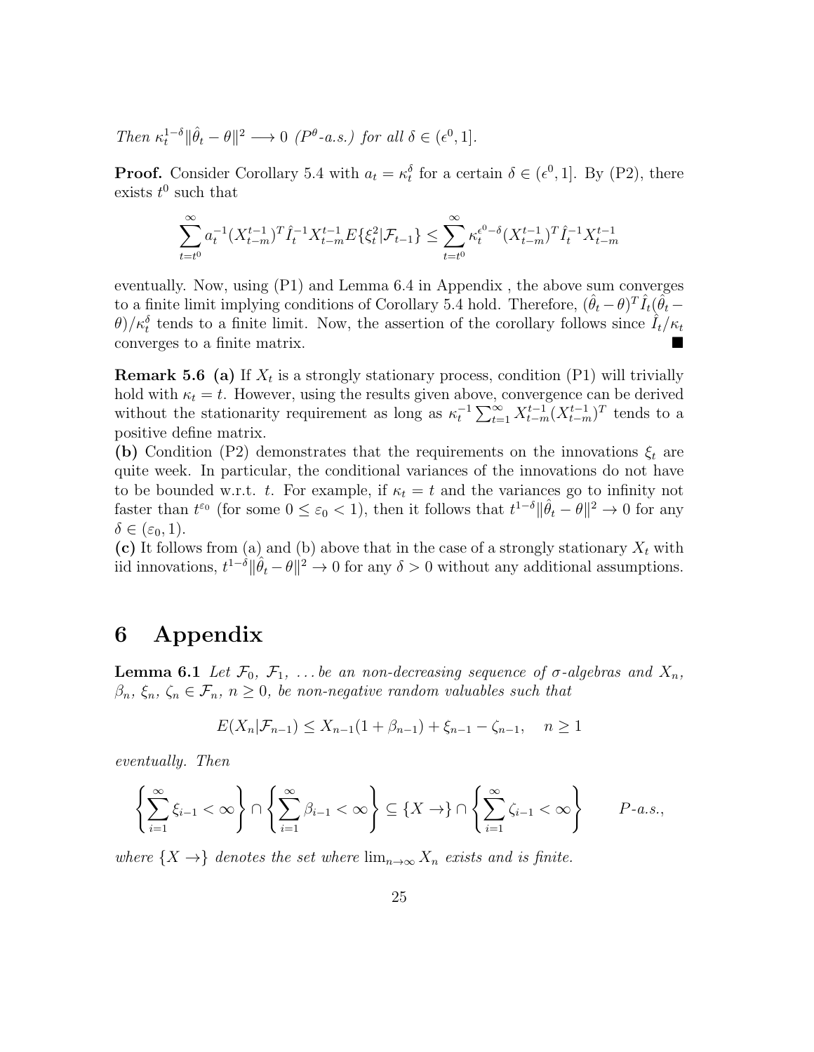*Then* $\kappa_t^{1-\delta}\|\hat{\theta}_t - \theta\|^2 \longrightarrow 0$ *($P^\theta$-a.s.) for all* $\delta \in (\epsilon^0, 1]$.

**Proof.** Consider Corollary 5.4 with $a_t = \kappa_t^\delta$ for a certain $\delta \in (\epsilon^0, 1]$. By (P2), there exists $t^0$ such that

$$\sum_{t=t^0}^{\infty} a_t^{-1} (X_{t-m}^{t-1})^T \hat{I}_t^{-1} X_{t-m}^{t-1} E\{\xi_t^2 | \mathcal{F}_{t-1}\} \leq \sum_{t=t^0}^{\infty} \kappa_t^{\epsilon^0-\delta} (X_{t-m}^{t-1})^T \hat{I}_t^{-1} X_{t-m}^{t-1}$$

eventually. Now, using (P1) and Lemma 6.4 in Appendix , the above sum converges to a finite limit implying conditions of Corollary 5.4 hold. Therefore, $(\hat{\theta}_t - \theta)^T \hat{I}_t (\hat{\theta}_t - \theta)/\kappa_t^\delta$ tends to a finite limit. Now, the assertion of the corollary follows since $\hat{I}_t/\kappa_t$ converges to a finite matrix. ∎

**Remark 5.6** **(a)** If $X_t$ is a strongly stationary process, condition (P1) will trivially hold with $\kappa_t = t$. However, using the results given above, convergence can be derived without the stationarity requirement as long as $\kappa_t^{-1} \sum_{t=1}^{\infty} X_{t-m}^{t-1} (X_{t-m}^{t-1})^T$ tends to a positive define matrix.
**(b)** Condition (P2) demonstrates that the requirements on the innovations $\xi_t$ are quite week. In particular, the conditional variances of the innovations do not have to be bounded w.r.t. $t$. For example, if $\kappa_t = t$ and the variances go to infinity not faster than $t^{\varepsilon_0}$ (for some $0 \leq \varepsilon_0 < 1$), then it follows that $t^{1-\delta}\|\hat{\theta}_t - \theta\|^2 \to 0$ for any $\delta \in (\varepsilon_0, 1)$.
**(c)** It follows from (a) and (b) above that in the case of a strongly stationary $X_t$ with iid innovations, $t^{1-\delta}\|\hat{\theta}_t - \theta\|^2 \to 0$ for any $\delta > 0$ without any additional assumptions.

# 6 Appendix

**Lemma 6.1** *Let* $\mathcal{F}_0, \mathcal{F}_1, \ldots$ *be an non-decreasing sequence of* $\sigma$*-algebras and* $X_n$, $\beta_n$, $\xi_n$, $\zeta_n \in \mathcal{F}_n$, $n \geq 0$, *be non-negative random valuables such that*

$$E(X_n|\mathcal{F}_{n-1}) \leq X_{n-1}(1 + \beta_{n-1}) + \xi_{n-1} - \zeta_{n-1}, \quad n \geq 1$$

*eventually. Then*

$$\left\{\sum_{i=1}^{\infty} \xi_{i-1} < \infty\right\} \cap \left\{\sum_{i=1}^{\infty} \beta_{i-1} < \infty\right\} \subseteq \{X \to\} \cap \left\{\sum_{i=1}^{\infty} \zeta_{i-1} < \infty\right\} \qquad P\text{-a.s.},$$

*where* $\{X \to\}$ *denotes the set where* $\lim_{n\to\infty} X_n$ *exists and is finite.*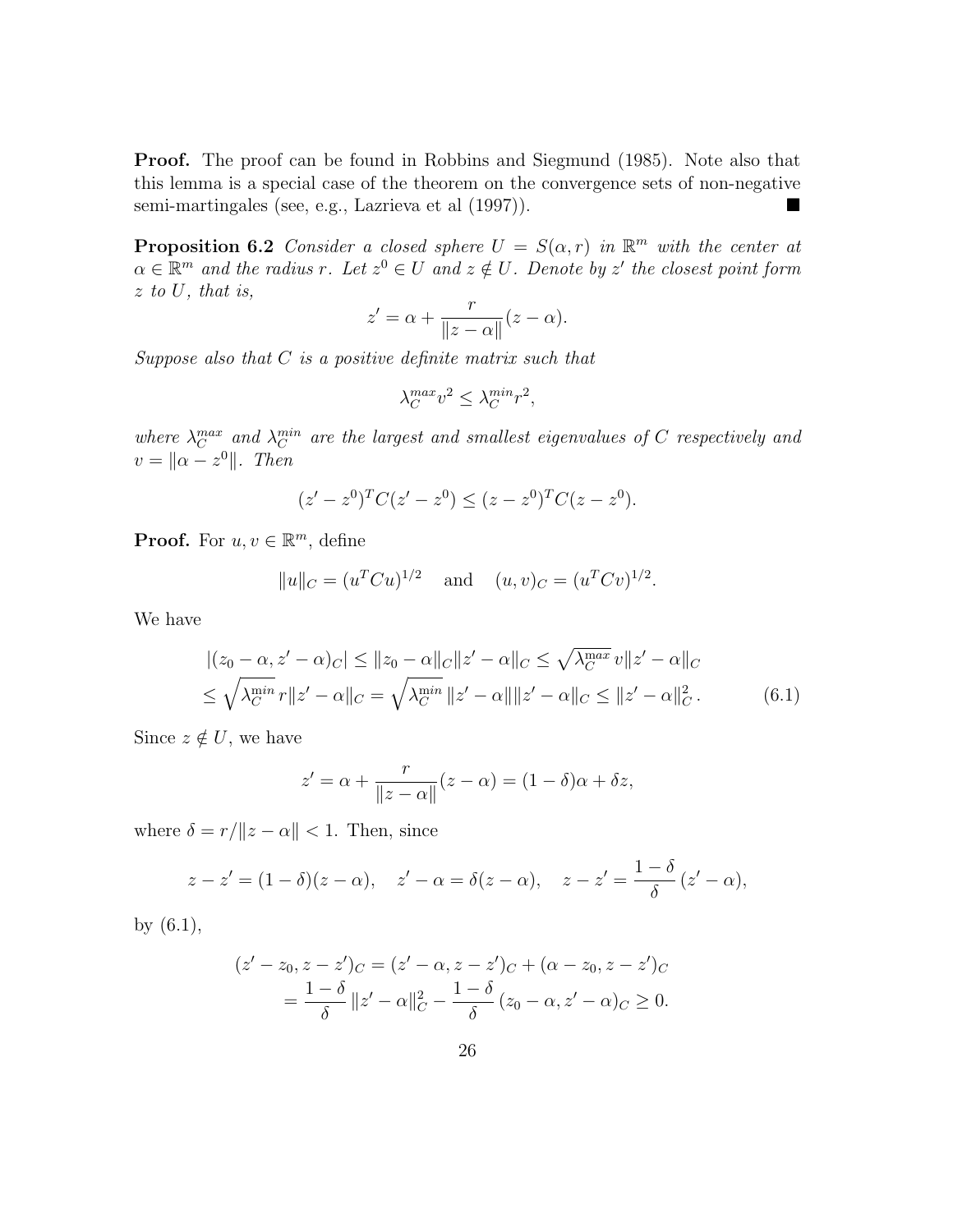**Proof.** The proof can be found in Robbins and Siegmund (1985). Note also that this lemma is a special case of the theorem on the convergence sets of non-negative semi-martingales (see, e.g., Lazrieva et al (1997)). ■

**Proposition 6.2** *Consider a closed sphere $U = S(\alpha, r)$ in $\mathbb{R}^m$ with the center at $\alpha \in \mathbb{R}^m$ and the radius $r$. Let $z^0 \in U$ and $z \notin U$. Denote by $z'$ the closest point form $z$ to $U$, that is,*

$$z' = \alpha + \frac{r}{\|z - \alpha\|}(z - \alpha).$$

*Suppose also that $C$ is a positive definite matrix such that*

$$\lambda_C^{max} v^2 \leq \lambda_C^{min} r^2,$$

*where $\lambda_C^{max}$ and $\lambda_C^{min}$ are the largest and smallest eigenvalues of $C$ respectively and $v = \|\alpha - z^0\|$. Then*

$$(z' - z^0)^T C (z' - z^0) \leq (z - z^0)^T C (z - z^0).$$

**Proof.** For $u, v \in \mathbb{R}^m$, define

$$\|u\|_C = (u^T C u)^{1/2} \quad \text{and} \quad (u, v)_C = (u^T C v)^{1/2}.$$

We have

$$\begin{aligned}
|(z_0 - \alpha, z' - \alpha)_C| &\leq \|z_0 - \alpha\|_C \|z' - \alpha\|_C \leq \sqrt{\lambda_C^{\max}}\, v \|z' - \alpha\|_C \\
&\leq \sqrt{\lambda_C^{\min}}\, r \|z' - \alpha\|_C = \sqrt{\lambda_C^{min}}\, \|z' - \alpha\| \|z' - \alpha\|_C \leq \|z' - \alpha\|_C^2 \,. \qquad (6.1)
\end{aligned}$$

Since $z \notin U$, we have

$$z' = \alpha + \frac{r}{\|z - \alpha\|}(z - \alpha) = (1 - \delta)\alpha + \delta z,$$

where $\delta = r / \|z - \alpha\| < 1$. Then, since

$$z - z' = (1 - \delta)(z - \alpha), \quad z' - \alpha = \delta(z - \alpha), \quad z - z' = \frac{1 - \delta}{\delta}\,(z' - \alpha),$$

by (6.1),

$$\begin{aligned}
(z' - z_0, z - z')_C &= (z' - \alpha, z - z')_C + (\alpha - z_0, z - z')_C \\
&= \frac{1 - \delta}{\delta}\, \|z' - \alpha\|_C^2 - \frac{1 - \delta}{\delta}\,(z_0 - \alpha, z' - \alpha)_C \geq 0.
\end{aligned}$$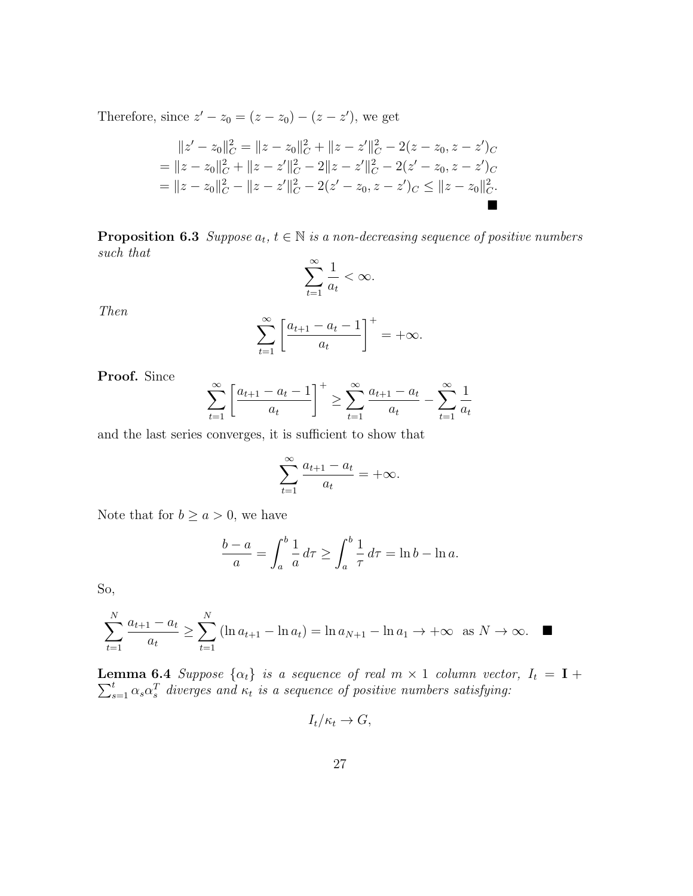Therefore, since $z' - z_0 = (z - z_0) - (z - z')$, we get

$$
\begin{aligned}
&\|z' - z_0\|_C^2 = \|z - z_0\|_C^2 + \|z - z'\|_C^2 - 2(z - z_0, z - z')_C \\
&= \|z - z_0\|_C^2 + \|z - z'\|_C^2 - 2\|z - z'\|_C^2 - 2(z' - z_0, z - z')_C \\
&= \|z - z_0\|_C^2 - \|z - z'\|_C^2 - 2(z' - z_0, z - z')_C \leq \|z - z_0\|_C^2.
\end{aligned}
$$

■

**Proposition 6.3** *Suppose $a_t$, $t \in \mathbb{N}$ is a non-decreasing sequence of positive numbers such that*

$$
\sum_{t=1}^{\infty} \frac{1}{a_t} < \infty.
$$

*Then*

$$
\sum_{t=1}^{\infty} \left[ \frac{a_{t+1} - a_t - 1}{a_t} \right]^+ = +\infty.
$$

**Proof.** Since

$$
\sum_{t=1}^{\infty} \left[ \frac{a_{t+1} - a_t - 1}{a_t} \right]^+ \geq \sum_{t=1}^{\infty} \frac{a_{t+1} - a_t}{a_t} - \sum_{t=1}^{\infty} \frac{1}{a_t}
$$

and the last series converges, it is sufficient to show that

$$
\sum_{t=1}^{\infty} \frac{a_{t+1} - a_t}{a_t} = +\infty.
$$

Note that for $b \geq a > 0$, we have

$$
\frac{b - a}{a} = \int_a^b \frac{1}{a} \, d\tau \geq \int_a^b \frac{1}{\tau} \, d\tau = \ln b - \ln a.
$$

So,

$$
\sum_{t=1}^{N} \frac{a_{t+1} - a_t}{a_t} \geq \sum_{t=1}^{N} (\ln a_{t+1} - \ln a_t) = \ln a_{N+1} - \ln a_1 \to +\infty \quad \text{as } N \to \infty. \quad ■
$$

**Lemma 6.4** *Suppose $\{\alpha_t\}$ is a sequence of real $m \times 1$ column vector, $I_t = \mathbf{I} + \sum_{s=1}^{t} \alpha_s \alpha_s^T$ diverges and $\kappa_t$ is a sequence of positive numbers satisfying:*

$$
I_t / \kappa_t \to G,
$$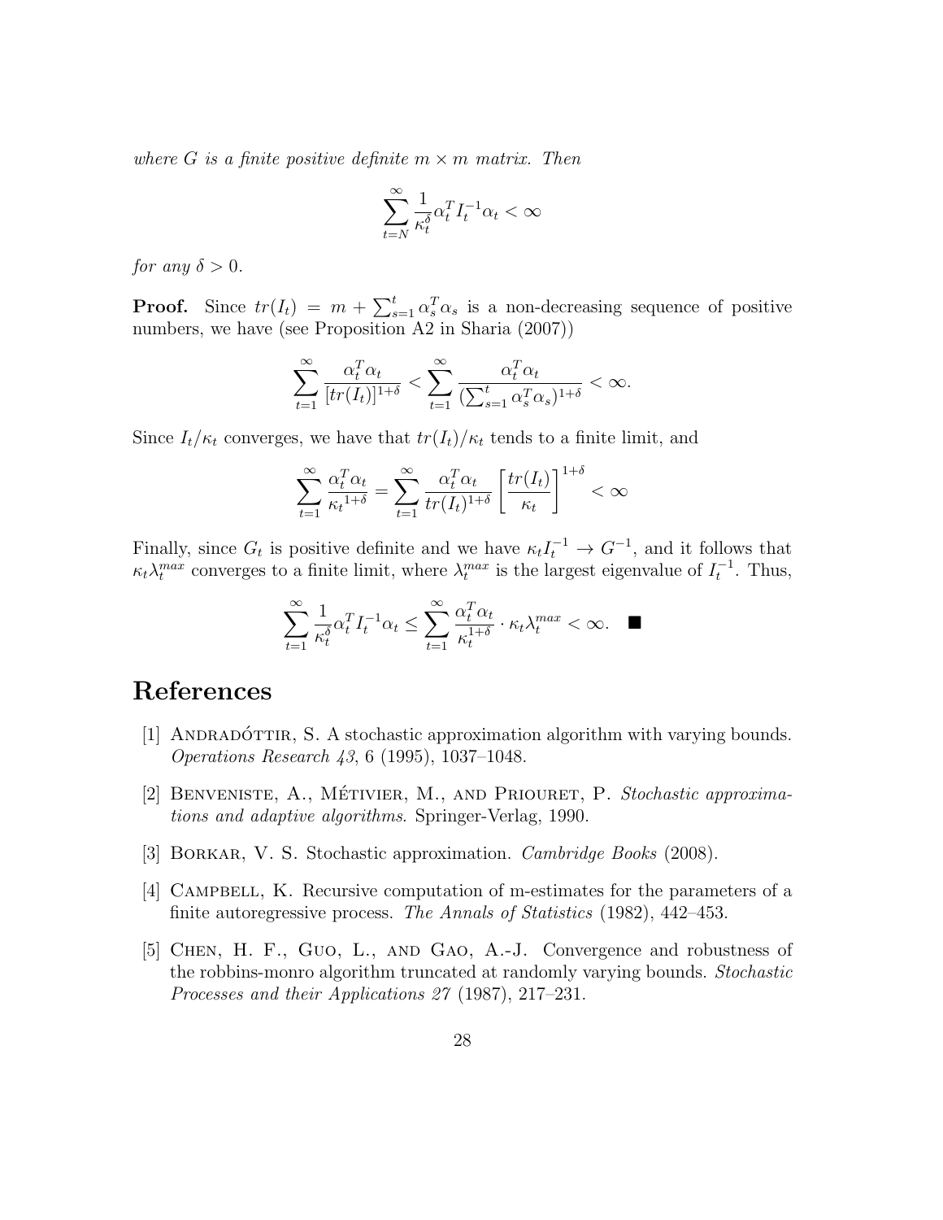*where $G$ is a finite positive definite $m \times m$ matrix. Then*

$$\sum_{t=N}^{\infty} \frac{1}{\kappa_t^{\delta}} \alpha_t^T I_t^{-1} \alpha_t < \infty$$

*for any $\delta > 0$.*

**Proof.** Since $tr(I_t) = m + \sum_{s=1}^{t} \alpha_s^T \alpha_s$ is a non-decreasing sequence of positive numbers, we have (see Proposition A2 in Sharia (2007))

$$\sum_{t=1}^{\infty} \frac{\alpha_t^T \alpha_t}{[tr(I_t)]^{1+\delta}} < \sum_{t=1}^{\infty} \frac{\alpha_t^T \alpha_t}{(\sum_{s=1}^{t} \alpha_s^T \alpha_s)^{1+\delta}} < \infty.$$

Since $I_t/\kappa_t$ converges, we have that $tr(I_t)/\kappa_t$ tends to a finite limit, and

$$\sum_{t=1}^{\infty} \frac{\alpha_t^T \alpha_t}{{\kappa_t}^{1+\delta}} = \sum_{t=1}^{\infty} \frac{\alpha_t^T \alpha_t}{tr(I_t)^{1+\delta}} \left[ \frac{tr(I_t)}{\kappa_t} \right]^{1+\delta} < \infty$$

Finally, since $G_t$ is positive definite and we have $\kappa_t I_t^{-1} \to G^{-1}$, and it follows that $\kappa_t \lambda_t^{max}$ converges to a finite limit, where $\lambda_t^{max}$ is the largest eigenvalue of $I_t^{-1}$. Thus,

$$\sum_{t=1}^{\infty} \frac{1}{\kappa_t^{\delta}} \alpha_t^T I_t^{-1} \alpha_t \le \sum_{t=1}^{\infty} \frac{\alpha_t^T \alpha_t}{\kappa_t^{1+\delta}} \cdot \kappa_t \lambda_t^{max} < \infty. \quad \blacksquare$$

# References

[1] Andradóttir, S. A stochastic approximation algorithm with varying bounds. *Operations Research 43*, 6 (1995), 1037–1048.

[2] Benveniste, A., Métivier, M., and Priouret, P. *Stochastic approximations and adaptive algorithms*. Springer-Verlag, 1990.

[3] Borkar, V. S. Stochastic approximation. *Cambridge Books* (2008).

[4] Campbell, K. Recursive computation of m-estimates for the parameters of a finite autoregressive process. *The Annals of Statistics* (1982), 442–453.

[5] Chen, H. F., Guo, L., and Gao, A.-J. Convergence and robustness of the robbins-monro algorithm truncated at randomly varying bounds. *Stochastic Processes and their Applications 27* (1987), 217–231.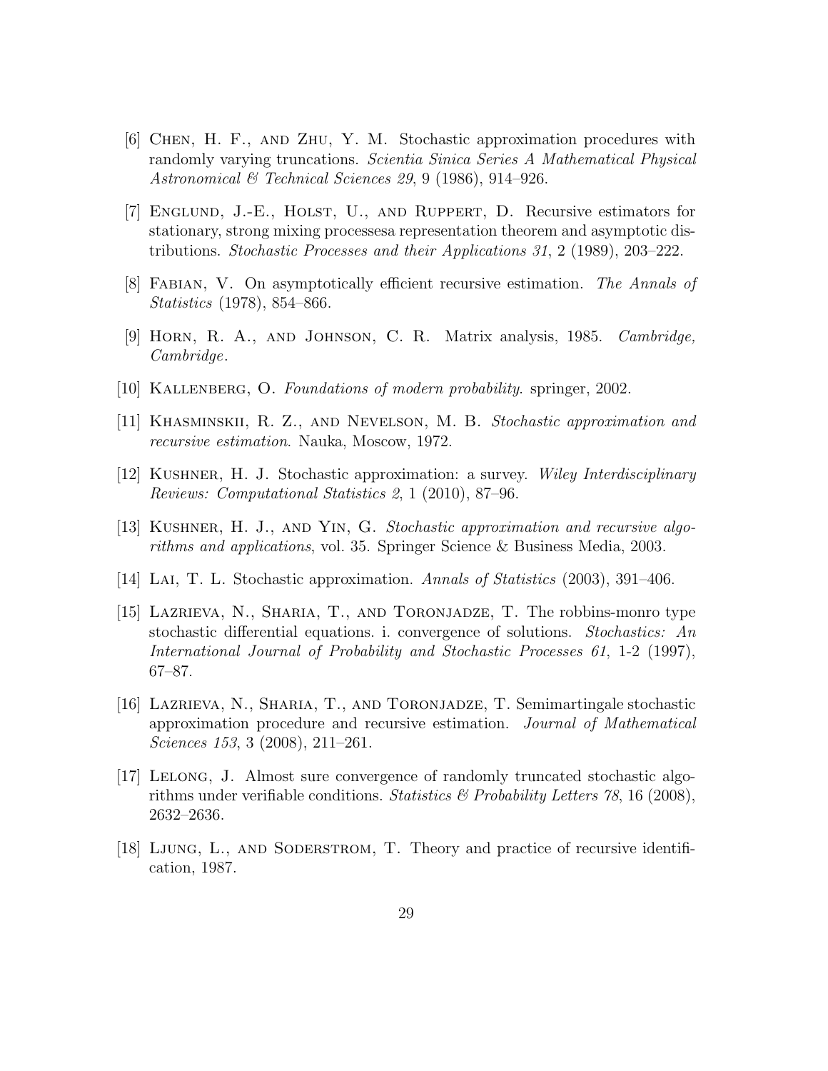[6] Chen, H. F., and Zhu, Y. M. Stochastic approximation procedures with randomly varying truncations. *Scientia Sinica Series A Mathematical Physical Astronomical & Technical Sciences 29*, 9 (1986), 914–926.

[7] Englund, J.-E., Holst, U., and Ruppert, D. Recursive estimators for stationary, strong mixing processesa representation theorem and asymptotic distributions. *Stochastic Processes and their Applications 31*, 2 (1989), 203–222.

[8] Fabian, V. On asymptotically efficient recursive estimation. *The Annals of Statistics* (1978), 854–866.

[9] Horn, R. A., and Johnson, C. R. Matrix analysis, 1985. *Cambridge, Cambridge*.

[10] Kallenberg, O. *Foundations of modern probability*. springer, 2002.

[11] Khasminskii, R. Z., and Nevelson, M. B. *Stochastic approximation and recursive estimation*. Nauka, Moscow, 1972.

[12] Kushner, H. J. Stochastic approximation: a survey. *Wiley Interdisciplinary Reviews: Computational Statistics 2*, 1 (2010), 87–96.

[13] Kushner, H. J., and Yin, G. *Stochastic approximation and recursive algorithms and applications*, vol. 35. Springer Science & Business Media, 2003.

[14] Lai, T. L. Stochastic approximation. *Annals of Statistics* (2003), 391–406.

[15] Lazrieva, N., Sharia, T., and Toronjadze, T. The robbins-monro type stochastic differential equations. i. convergence of solutions. *Stochastics: An International Journal of Probability and Stochastic Processes 61*, 1-2 (1997), 67–87.

[16] Lazrieva, N., Sharia, T., and Toronjadze, T. Semimartingale stochastic approximation procedure and recursive estimation. *Journal of Mathematical Sciences 153*, 3 (2008), 211–261.

[17] Lelong, J. Almost sure convergence of randomly truncated stochastic algorithms under verifiable conditions. *Statistics & Probability Letters 78*, 16 (2008), 2632–2636.

[18] Ljung, L., and Soderstrom, T. Theory and practice of recursive identification, 1987.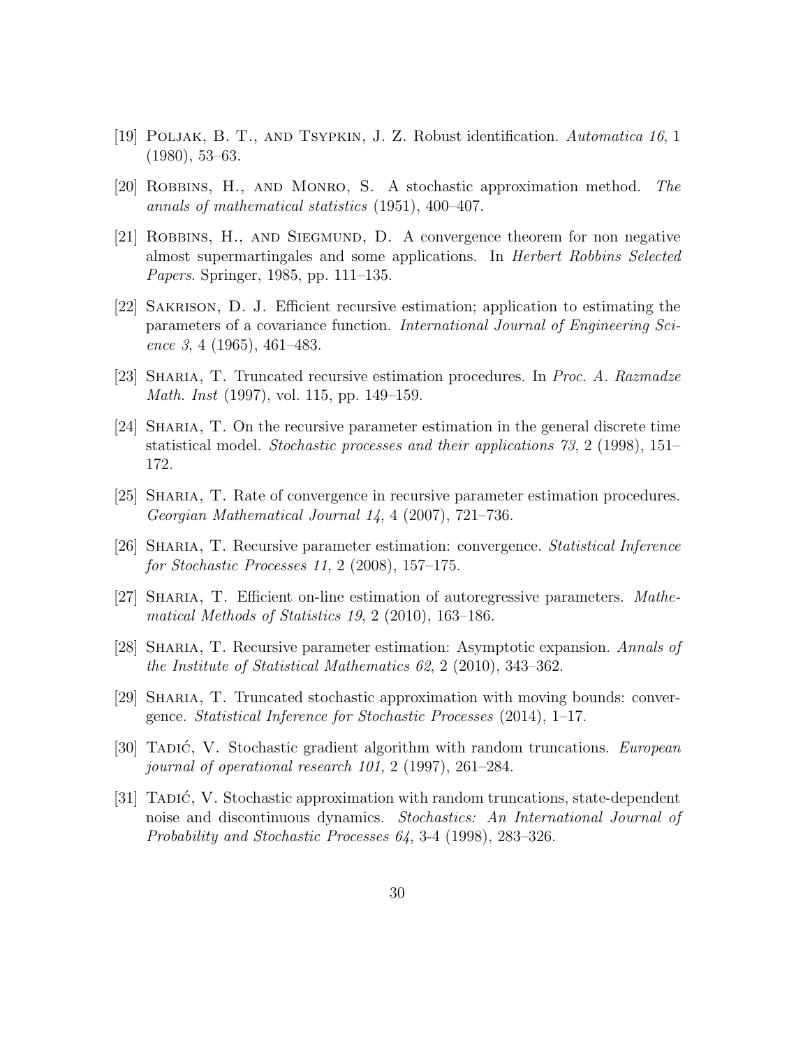[19] Poljak, B. T., and Tsypkin, J. Z. Robust identification. *Automatica 16*, 1 (1980), 53–63.

[20] Robbins, H., and Monro, S. A stochastic approximation method. *The annals of mathematical statistics* (1951), 400–407.

[21] Robbins, H., and Siegmund, D. A convergence theorem for non negative almost supermartingales and some applications. In *Herbert Robbins Selected Papers*. Springer, 1985, pp. 111–135.

[22] Sakrison, D. J. Efficient recursive estimation; application to estimating the parameters of a covariance function. *International Journal of Engineering Science 3*, 4 (1965), 461–483.

[23] Sharia, T. Truncated recursive estimation procedures. In *Proc. A. Razmadze Math. Inst* (1997), vol. 115, pp. 149–159.

[24] Sharia, T. On the recursive parameter estimation in the general discrete time statistical model. *Stochastic processes and their applications 73*, 2 (1998), 151–172.

[25] Sharia, T. Rate of convergence in recursive parameter estimation procedures. *Georgian Mathematical Journal 14*, 4 (2007), 721–736.

[26] Sharia, T. Recursive parameter estimation: convergence. *Statistical Inference for Stochastic Processes 11*, 2 (2008), 157–175.

[27] Sharia, T. Efficient on-line estimation of autoregressive parameters. *Mathematical Methods of Statistics 19*, 2 (2010), 163–186.

[28] Sharia, T. Recursive parameter estimation: Asymptotic expansion. *Annals of the Institute of Statistical Mathematics 62*, 2 (2010), 343–362.

[29] Sharia, T. Truncated stochastic approximation with moving bounds: convergence. *Statistical Inference for Stochastic Processes* (2014), 1–17.

[30] Tadić, V. Stochastic gradient algorithm with random truncations. *European journal of operational research 101*, 2 (1997), 261–284.

[31] Tadić, V. Stochastic approximation with random truncations, state-dependent noise and discontinuous dynamics. *Stochastics: An International Journal of Probability and Stochastic Processes 64*, 3-4 (1998), 283–326.